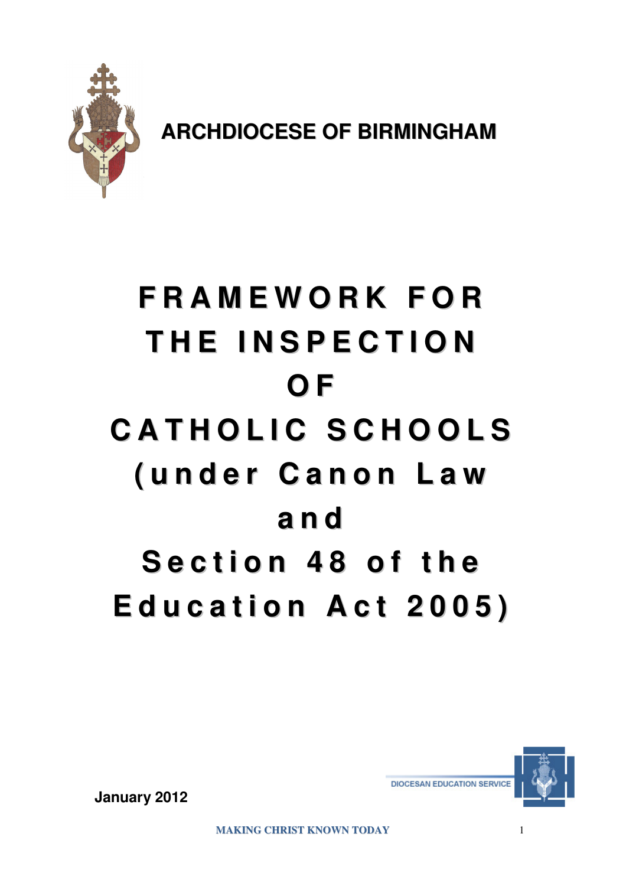**ARCHDIOCESE OF BIRMINGHAM**

# FRAMEWORK FOR THE INSPECTION OF CATHOLIC SCHOOLS (under Canon Law and Section 48 of the Education Act 2005)

DIOCESAN EDUCATION SERVICE

**January 2012**

MAKING CHRIST KNOWN TODAY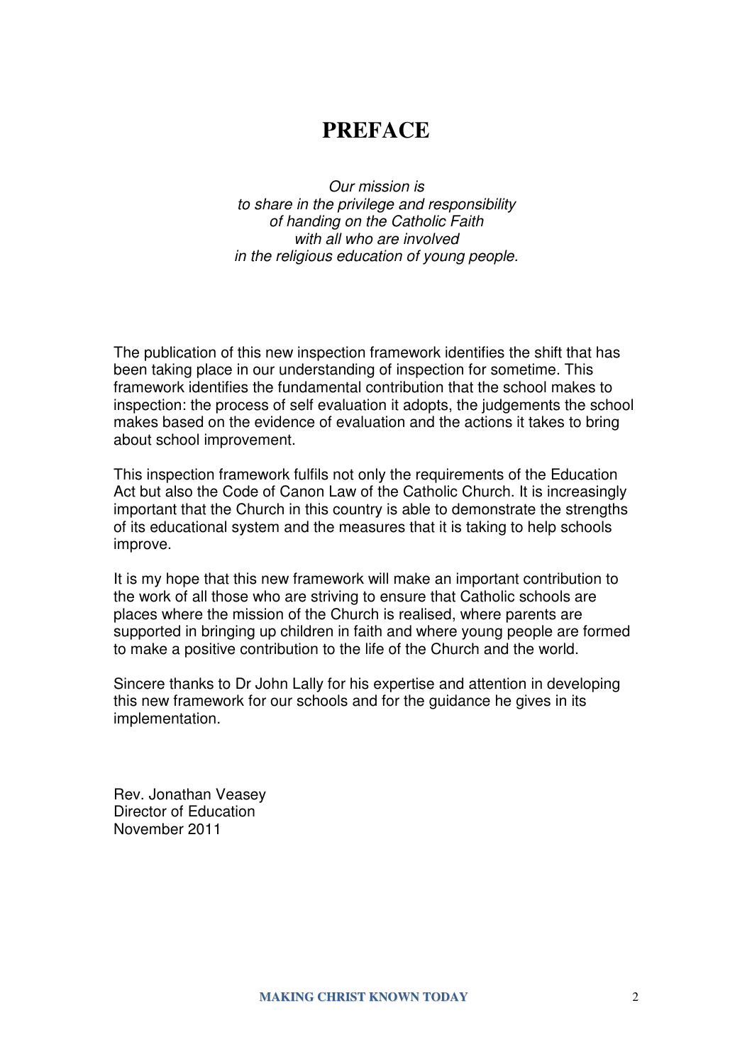# PREFACE

*Our mission is*
*to share in the privilege and responsibility*
*of handing on the Catholic Faith*
*with all who are involved*
*in the religious education of young people.*

The publication of this new inspection framework identifies the shift that has been taking place in our understanding of inspection for sometime. This framework identifies the fundamental contribution that the school makes to inspection: the process of self evaluation it adopts, the judgements the school makes based on the evidence of evaluation and the actions it takes to bring about school improvement.

This inspection framework fulfils not only the requirements of the Education Act but also the Code of Canon Law of the Catholic Church. It is increasingly important that the Church in this country is able to demonstrate the strengths of its educational system and the measures that it is taking to help schools improve.

It is my hope that this new framework will make an important contribution to the work of all those who are striving to ensure that Catholic schools are places where the mission of the Church is realised, where parents are supported in bringing up children in faith and where young people are formed to make a positive contribution to the life of the Church and the world.

Sincere thanks to Dr John Lally for his expertise and attention in developing this new framework for our schools and for the guidance he gives in its implementation.

Rev. Jonathan Veasey
Director of Education
November 2011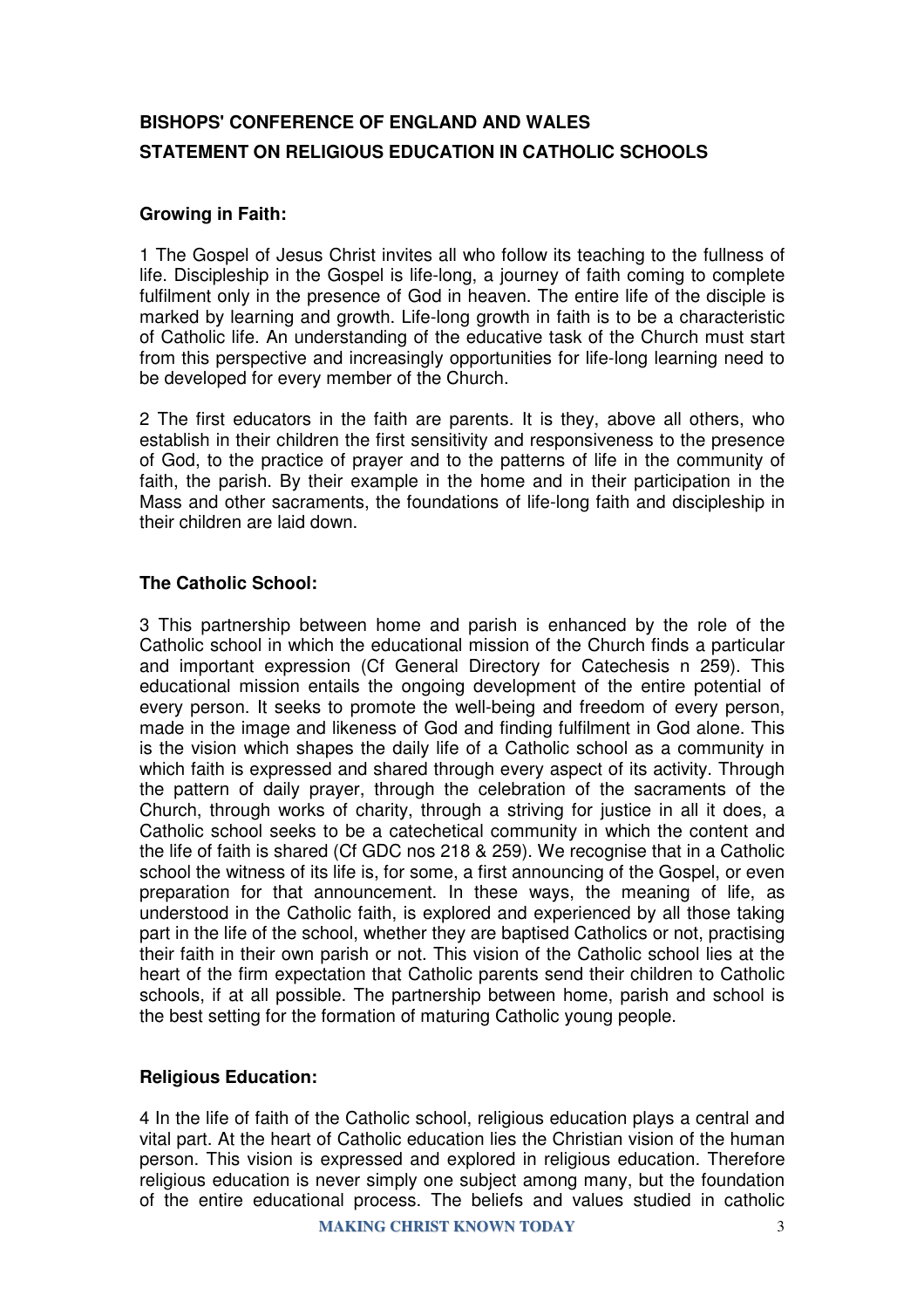## BISHOPS' CONFERENCE OF ENGLAND AND WALES
## STATEMENT ON RELIGIOUS EDUCATION IN CATHOLIC SCHOOLS

### Growing in Faith:

1 The Gospel of Jesus Christ invites all who follow its teaching to the fullness of life. Discipleship in the Gospel is life-long, a journey of faith coming to complete fulfilment only in the presence of God in heaven. The entire life of the disciple is marked by learning and growth. Life-long growth in faith is to be a characteristic of Catholic life. An understanding of the educative task of the Church must start from this perspective and increasingly opportunities for life-long learning need to be developed for every member of the Church.

2 The first educators in the faith are parents. It is they, above all others, who establish in their children the first sensitivity and responsiveness to the presence of God, to the practice of prayer and to the patterns of life in the community of faith, the parish. By their example in the home and in their participation in the Mass and other sacraments, the foundations of life-long faith and discipleship in their children are laid down.

### The Catholic School:

3 This partnership between home and parish is enhanced by the role of the Catholic school in which the educational mission of the Church finds a particular and important expression (Cf General Directory for Catechesis n 259). This educational mission entails the ongoing development of the entire potential of every person. It seeks to promote the well-being and freedom of every person, made in the image and likeness of God and finding fulfilment in God alone. This is the vision which shapes the daily life of a Catholic school as a community in which faith is expressed and shared through every aspect of its activity. Through the pattern of daily prayer, through the celebration of the sacraments of the Church, through works of charity, through a striving for justice in all it does, a Catholic school seeks to be a catechetical community in which the content and the life of faith is shared (Cf GDC nos 218 & 259). We recognise that in a Catholic school the witness of its life is, for some, a first announcing of the Gospel, or even preparation for that announcement. In these ways, the meaning of life, as understood in the Catholic faith, is explored and experienced by all those taking part in the life of the school, whether they are baptised Catholics or not, practising their faith in their own parish or not. This vision of the Catholic school lies at the heart of the firm expectation that Catholic parents send their children to Catholic schools, if at all possible. The partnership between home, parish and school is the best setting for the formation of maturing Catholic young people.

### Religious Education:

4 In the life of faith of the Catholic school, religious education plays a central and vital part. At the heart of Catholic education lies the Christian vision of the human person. This vision is expressed and explored in religious education. Therefore religious education is never simply one subject among many, but the foundation of the entire educational process. The beliefs and values studied in catholic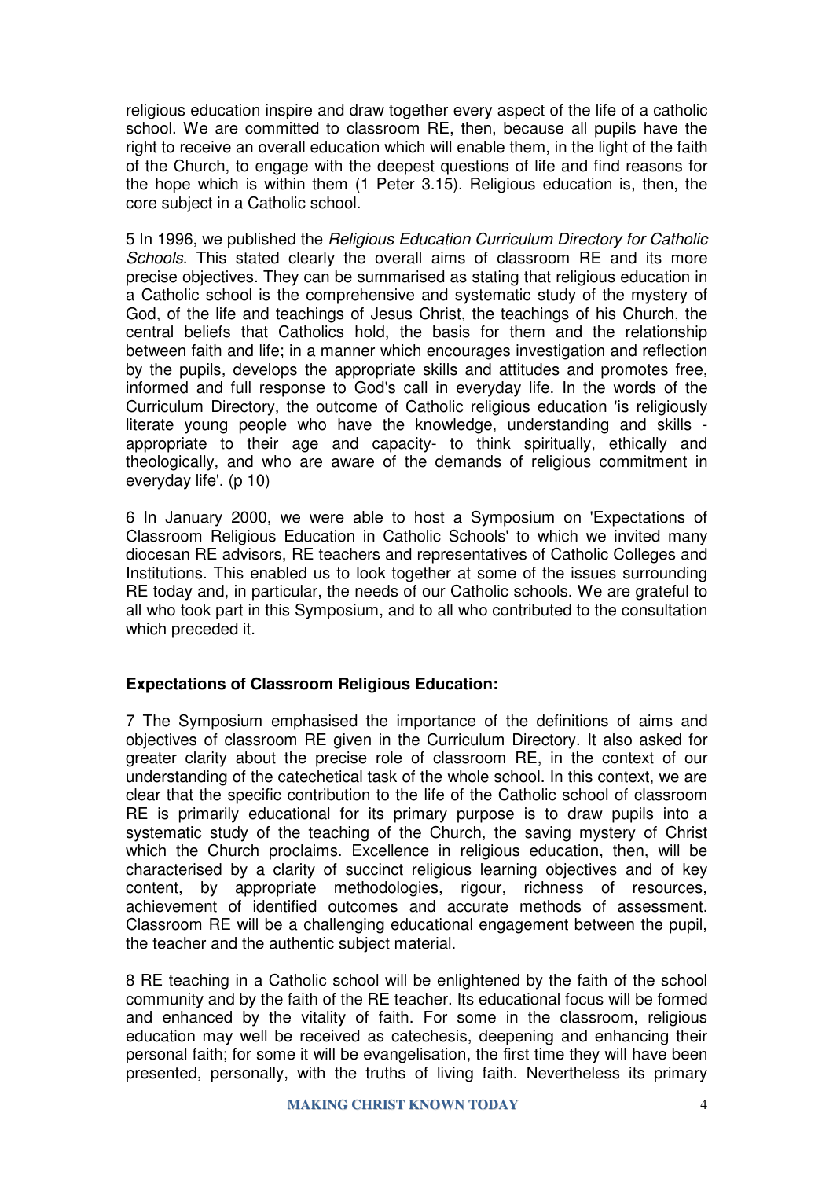religious education inspire and draw together every aspect of the life of a catholic school. We are committed to classroom RE, then, because all pupils have the right to receive an overall education which will enable them, in the light of the faith of the Church, to engage with the deepest questions of life and find reasons for the hope which is within them (1 Peter 3.15). Religious education is, then, the core subject in a Catholic school.

5 In 1996, we published the *Religious Education Curriculum Directory for Catholic Schools*. This stated clearly the overall aims of classroom RE and its more precise objectives. They can be summarised as stating that religious education in a Catholic school is the comprehensive and systematic study of the mystery of God, of the life and teachings of Jesus Christ, the teachings of his Church, the central beliefs that Catholics hold, the basis for them and the relationship between faith and life; in a manner which encourages investigation and reflection by the pupils, develops the appropriate skills and attitudes and promotes free, informed and full response to God's call in everyday life. In the words of the Curriculum Directory, the outcome of Catholic religious education 'is religiously literate young people who have the knowledge, understanding and skills - appropriate to their age and capacity- to think spiritually, ethically and theologically, and who are aware of the demands of religious commitment in everyday life'. (p 10)

6 In January 2000, we were able to host a Symposium on 'Expectations of Classroom Religious Education in Catholic Schools' to which we invited many diocesan RE advisors, RE teachers and representatives of Catholic Colleges and Institutions. This enabled us to look together at some of the issues surrounding RE today and, in particular, the needs of our Catholic schools. We are grateful to all who took part in this Symposium, and to all who contributed to the consultation which preceded it.

**Expectations of Classroom Religious Education:**

7 The Symposium emphasised the importance of the definitions of aims and objectives of classroom RE given in the Curriculum Directory. It also asked for greater clarity about the precise role of classroom RE, in the context of our understanding of the catechetical task of the whole school. In this context, we are clear that the specific contribution to the life of the Catholic school of classroom RE is primarily educational for its primary purpose is to draw pupils into a systematic study of the teaching of the Church, the saving mystery of Christ which the Church proclaims. Excellence in religious education, then, will be characterised by a clarity of succinct religious learning objectives and of key content, by appropriate methodologies, rigour, richness of resources, achievement of identified outcomes and accurate methods of assessment. Classroom RE will be a challenging educational engagement between the pupil, the teacher and the authentic subject material.

8 RE teaching in a Catholic school will be enlightened by the faith of the school community and by the faith of the RE teacher. Its educational focus will be formed and enhanced by the vitality of faith. For some in the classroom, religious education may well be received as catechesis, deepening and enhancing their personal faith; for some it will be evangelisation, the first time they will have been presented, personally, with the truths of living faith. Nevertheless its primary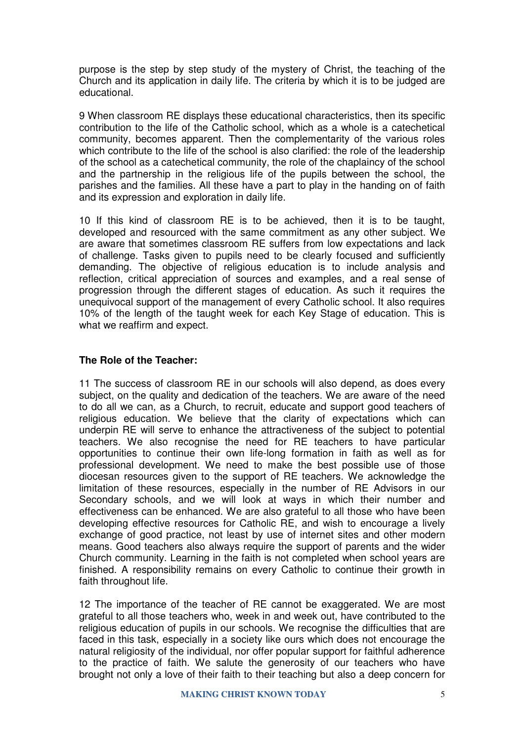purpose is the step by step study of the mystery of Christ, the teaching of the Church and its application in daily life. The criteria by which it is to be judged are educational.

9 When classroom RE displays these educational characteristics, then its specific contribution to the life of the Catholic school, which as a whole is a catechetical community, becomes apparent. Then the complementarity of the various roles which contribute to the life of the school is also clarified: the role of the leadership of the school as a catechetical community, the role of the chaplaincy of the school and the partnership in the religious life of the pupils between the school, the parishes and the families. All these have a part to play in the handing on of faith and its expression and exploration in daily life.

10 If this kind of classroom RE is to be achieved, then it is to be taught, developed and resourced with the same commitment as any other subject. We are aware that sometimes classroom RE suffers from low expectations and lack of challenge. Tasks given to pupils need to be clearly focused and sufficiently demanding. The objective of religious education is to include analysis and reflection, critical appreciation of sources and examples, and a real sense of progression through the different stages of education. As such it requires the unequivocal support of the management of every Catholic school. It also requires 10% of the length of the taught week for each Key Stage of education. This is what we reaffirm and expect.

**The Role of the Teacher:**

11 The success of classroom RE in our schools will also depend, as does every subject, on the quality and dedication of the teachers. We are aware of the need to do all we can, as a Church, to recruit, educate and support good teachers of religious education. We believe that the clarity of expectations which can underpin RE will serve to enhance the attractiveness of the subject to potential teachers. We also recognise the need for RE teachers to have particular opportunities to continue their own life-long formation in faith as well as for professional development. We need to make the best possible use of those diocesan resources given to the support of RE teachers. We acknowledge the limitation of these resources, especially in the number of RE Advisors in our Secondary schools, and we will look at ways in which their number and effectiveness can be enhanced. We are also grateful to all those who have been developing effective resources for Catholic RE, and wish to encourage a lively exchange of good practice, not least by use of internet sites and other modern means. Good teachers also always require the support of parents and the wider Church community. Learning in the faith is not completed when school years are finished. A responsibility remains on every Catholic to continue their growth in faith throughout life.

12 The importance of the teacher of RE cannot be exaggerated. We are most grateful to all those teachers who, week in and week out, have contributed to the religious education of pupils in our schools. We recognise the difficulties that are faced in this task, especially in a society like ours which does not encourage the natural religiosity of the individual, nor offer popular support for faithful adherence to the practice of faith. We salute the generosity of our teachers who have brought not only a love of their faith to their teaching but also a deep concern for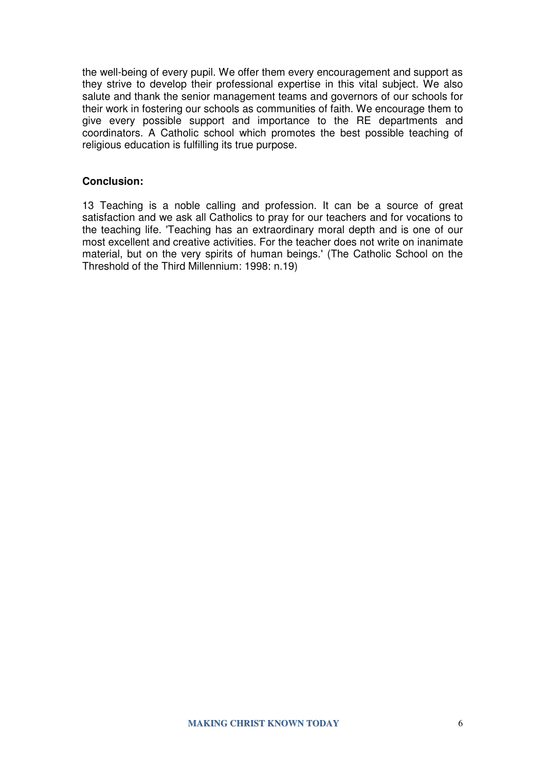the well-being of every pupil. We offer them every encouragement and support as they strive to develop their professional expertise in this vital subject. We also salute and thank the senior management teams and governors of our schools for their work in fostering our schools as communities of faith. We encourage them to give every possible support and importance to the RE departments and coordinators. A Catholic school which promotes the best possible teaching of religious education is fulfilling its true purpose.

**Conclusion:**

13 Teaching is a noble calling and profession. It can be a source of great satisfaction and we ask all Catholics to pray for our teachers and for vocations to the teaching life. 'Teaching has an extraordinary moral depth and is one of our most excellent and creative activities. For the teacher does not write on inanimate material, but on the very spirits of human beings.' (The Catholic School on the Threshold of the Third Millennium: 1998: n.19)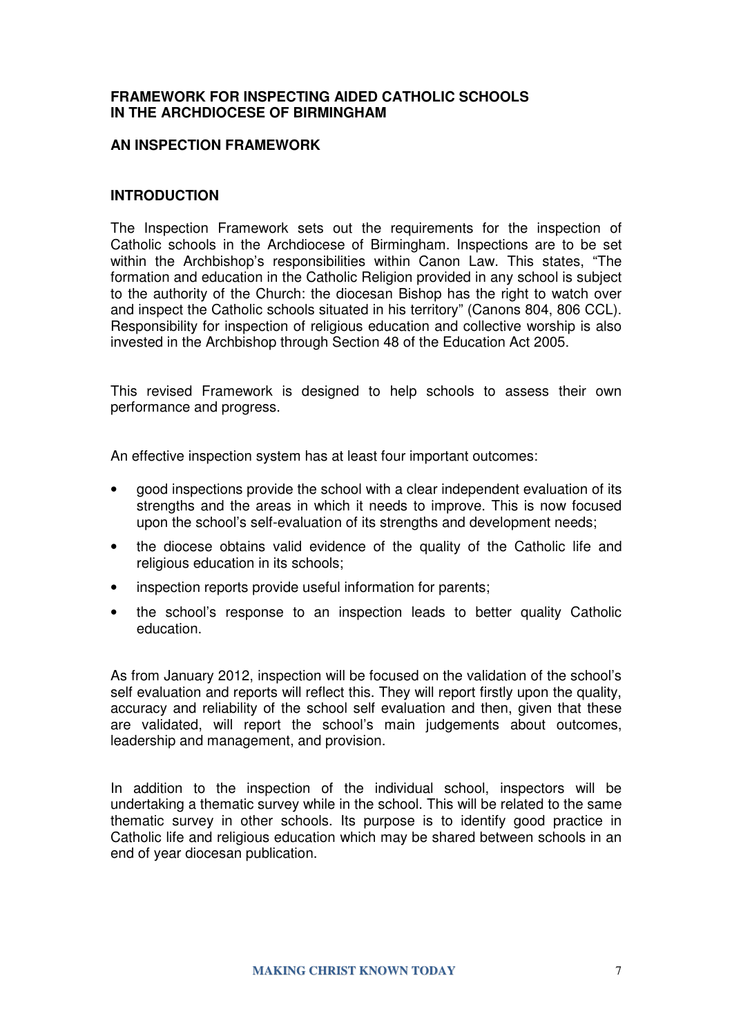**FRAMEWORK FOR INSPECTING AIDED CATHOLIC SCHOOLS IN THE ARCHDIOCESE OF BIRMINGHAM**

**AN INSPECTION FRAMEWORK**

**INTRODUCTION**

The Inspection Framework sets out the requirements for the inspection of Catholic schools in the Archdiocese of Birmingham. Inspections are to be set within the Archbishop's responsibilities within Canon Law. This states, "The formation and education in the Catholic Religion provided in any school is subject to the authority of the Church: the diocesan Bishop has the right to watch over and inspect the Catholic schools situated in his territory" (Canons 804, 806 CCL). Responsibility for inspection of religious education and collective worship is also invested in the Archbishop through Section 48 of the Education Act 2005.

This revised Framework is designed to help schools to assess their own performance and progress.

An effective inspection system has at least four important outcomes:

- good inspections provide the school with a clear independent evaluation of its strengths and the areas in which it needs to improve. This is now focused upon the school's self-evaluation of its strengths and development needs;
- the diocese obtains valid evidence of the quality of the Catholic life and religious education in its schools;
- inspection reports provide useful information for parents;
- the school's response to an inspection leads to better quality Catholic education.

As from January 2012, inspection will be focused on the validation of the school's self evaluation and reports will reflect this. They will report firstly upon the quality, accuracy and reliability of the school self evaluation and then, given that these are validated, will report the school's main judgements about outcomes, leadership and management, and provision.

In addition to the inspection of the individual school, inspectors will be undertaking a thematic survey while in the school. This will be related to the same thematic survey in other schools. Its purpose is to identify good practice in Catholic life and religious education which may be shared between schools in an end of year diocesan publication.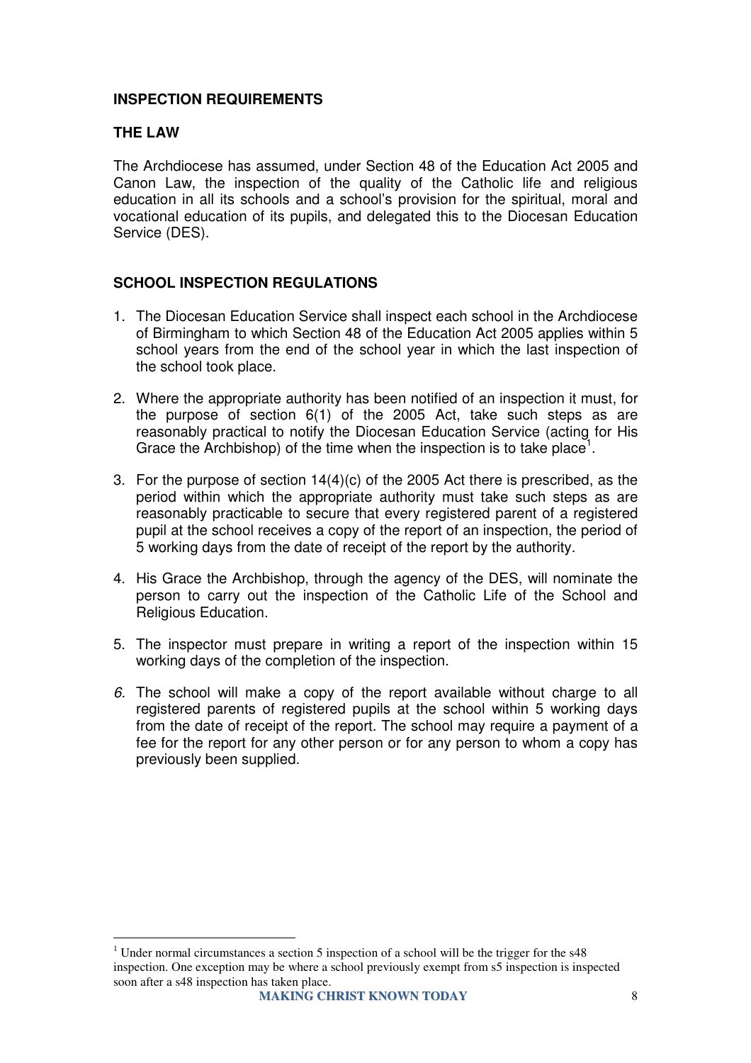## INSPECTION REQUIREMENTS

### THE LAW

The Archdiocese has assumed, under Section 48 of the Education Act 2005 and Canon Law, the inspection of the quality of the Catholic life and religious education in all its schools and a school's provision for the spiritual, moral and vocational education of its pupils, and delegated this to the Diocesan Education Service (DES).

### SCHOOL INSPECTION REGULATIONS

1. The Diocesan Education Service shall inspect each school in the Archdiocese of Birmingham to which Section 48 of the Education Act 2005 applies within 5 school years from the end of the school year in which the last inspection of the school took place.

2. Where the appropriate authority has been notified of an inspection it must, for the purpose of section 6(1) of the 2005 Act, take such steps as are reasonably practical to notify the Diocesan Education Service (acting for His Grace the Archbishop) of the time when the inspection is to take place[1].

3. For the purpose of section 14(4)(c) of the 2005 Act there is prescribed, as the period within which the appropriate authority must take such steps as are reasonably practicable to secure that every registered parent of a registered pupil at the school receives a copy of the report of an inspection, the period of 5 working days from the date of receipt of the report by the authority.

4. His Grace the Archbishop, through the agency of the DES, will nominate the person to carry out the inspection of the Catholic Life of the School and Religious Education.

5. The inspector must prepare in writing a report of the inspection within 15 working days of the completion of the inspection.

6. The school will make a copy of the report available without charge to all registered parents of registered pupils at the school within 5 working days from the date of receipt of the report. The school may require a payment of a fee for the report for any other person or for any person to whom a copy has previously been supplied.

---

[1] Under normal circumstances a section 5 inspection of a school will be the trigger for the s48 inspection. One exception may be where a school previously exempt from s5 inspection is inspected soon after a s48 inspection has taken place.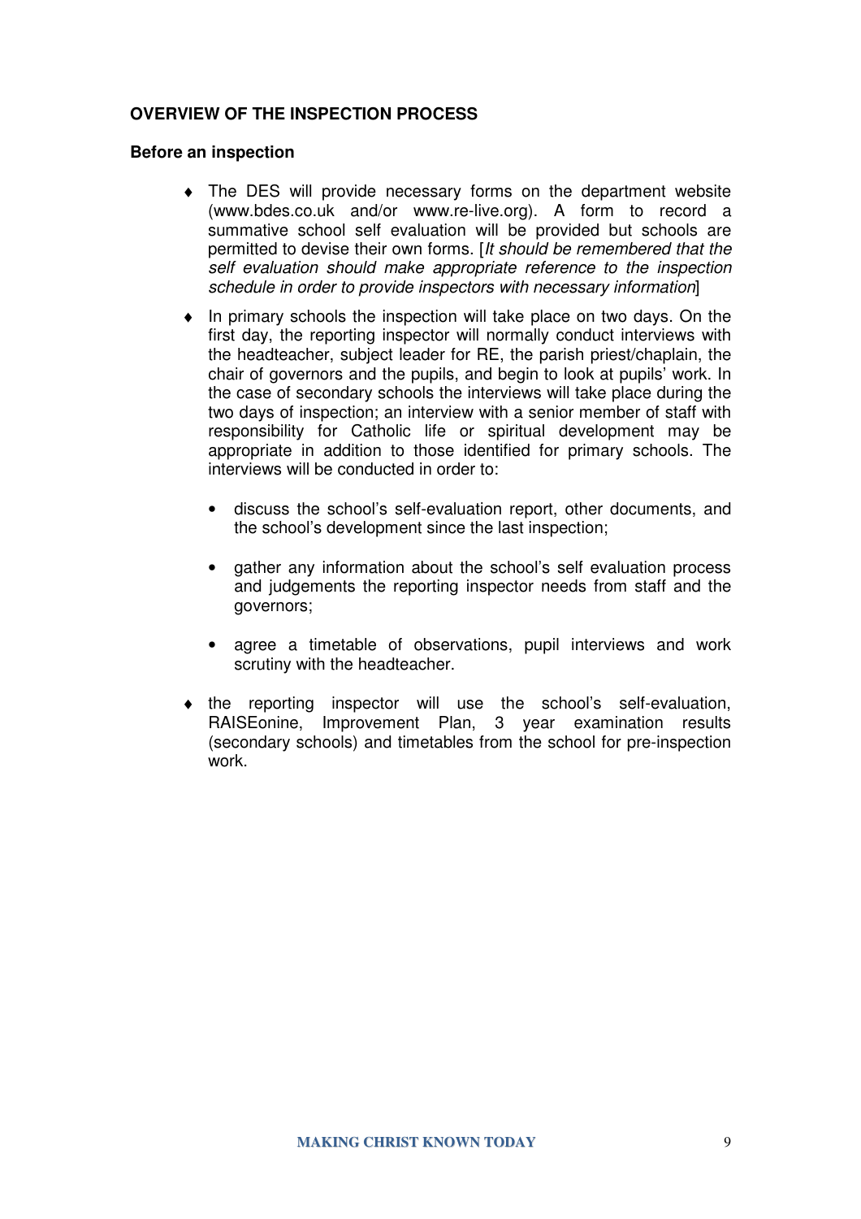**OVERVIEW OF THE INSPECTION PROCESS**

**Before an inspection**

- The DES will provide necessary forms on the department website (www.bdes.co.uk and/or www.re-live.org). A form to record a summative school self evaluation will be provided but schools are permitted to devise their own forms. [*It should be remembered that the self evaluation should make appropriate reference to the inspection schedule in order to provide inspectors with necessary information*]
- In primary schools the inspection will take place on two days. On the first day, the reporting inspector will normally conduct interviews with the headteacher, subject leader for RE, the parish priest/chaplain, the chair of governors and the pupils, and begin to look at pupils' work. In the case of secondary schools the interviews will take place during the two days of inspection; an interview with a senior member of staff with responsibility for Catholic life or spiritual development may be appropriate in addition to those identified for primary schools. The interviews will be conducted in order to:
  - discuss the school's self-evaluation report, other documents, and the school's development since the last inspection;
  - gather any information about the school's self evaluation process and judgements the reporting inspector needs from staff and the governors;
  - agree a timetable of observations, pupil interviews and work scrutiny with the headteacher.
- the reporting inspector will use the school's self-evaluation, RAISEonine, Improvement Plan, 3 year examination results (secondary schools) and timetables from the school for pre-inspection work.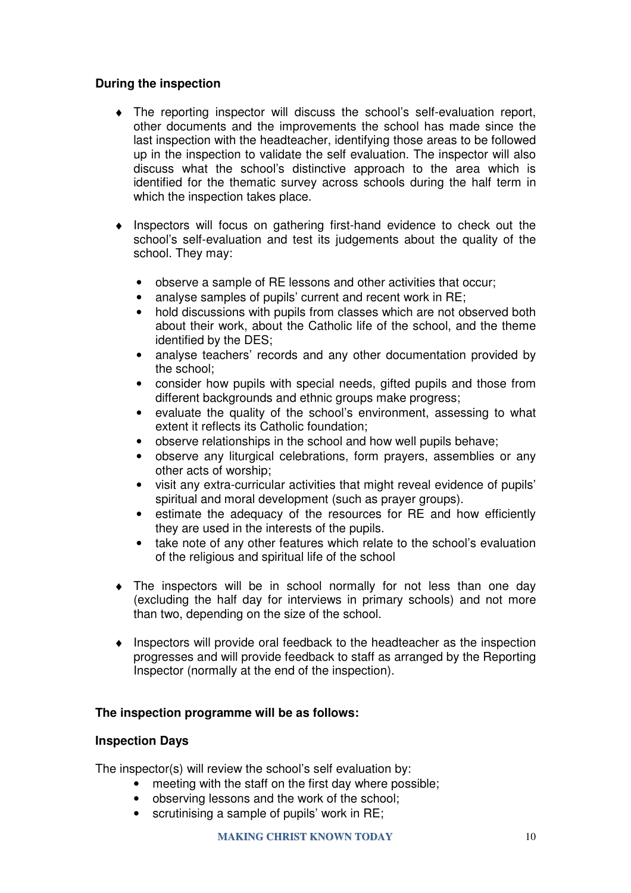**During the inspection**

- The reporting inspector will discuss the school's self-evaluation report, other documents and the improvements the school has made since the last inspection with the headteacher, identifying those areas to be followed up in the inspection to validate the self evaluation. The inspector will also discuss what the school's distinctive approach to the area which is identified for the thematic survey across schools during the half term in which the inspection takes place.

- Inspectors will focus on gathering first-hand evidence to check out the school's self-evaluation and test its judgements about the quality of the school. They may:

    - observe a sample of RE lessons and other activities that occur;
    - analyse samples of pupils' current and recent work in RE;
    - hold discussions with pupils from classes which are not observed both about their work, about the Catholic life of the school, and the theme identified by the DES;
    - analyse teachers' records and any other documentation provided by the school;
    - consider how pupils with special needs, gifted pupils and those from different backgrounds and ethnic groups make progress;
    - evaluate the quality of the school's environment, assessing to what extent it reflects its Catholic foundation;
    - observe relationships in the school and how well pupils behave;
    - observe any liturgical celebrations, form prayers, assemblies or any other acts of worship;
    - visit any extra-curricular activities that might reveal evidence of pupils' spiritual and moral development (such as prayer groups).
    - estimate the adequacy of the resources for RE and how efficiently they are used in the interests of the pupils.
    - take note of any other features which relate to the school's evaluation of the religious and spiritual life of the school

- The inspectors will be in school normally for not less than one day (excluding the half day for interviews in primary schools) and not more than two, depending on the size of the school.

- Inspectors will provide oral feedback to the headteacher as the inspection progresses and will provide feedback to staff as arranged by the Reporting Inspector (normally at the end of the inspection).

**The inspection programme will be as follows:**

**Inspection Days**

The inspector(s) will review the school's self evaluation by:

- meeting with the staff on the first day where possible;
- observing lessons and the work of the school;
- scrutinising a sample of pupils' work in RE;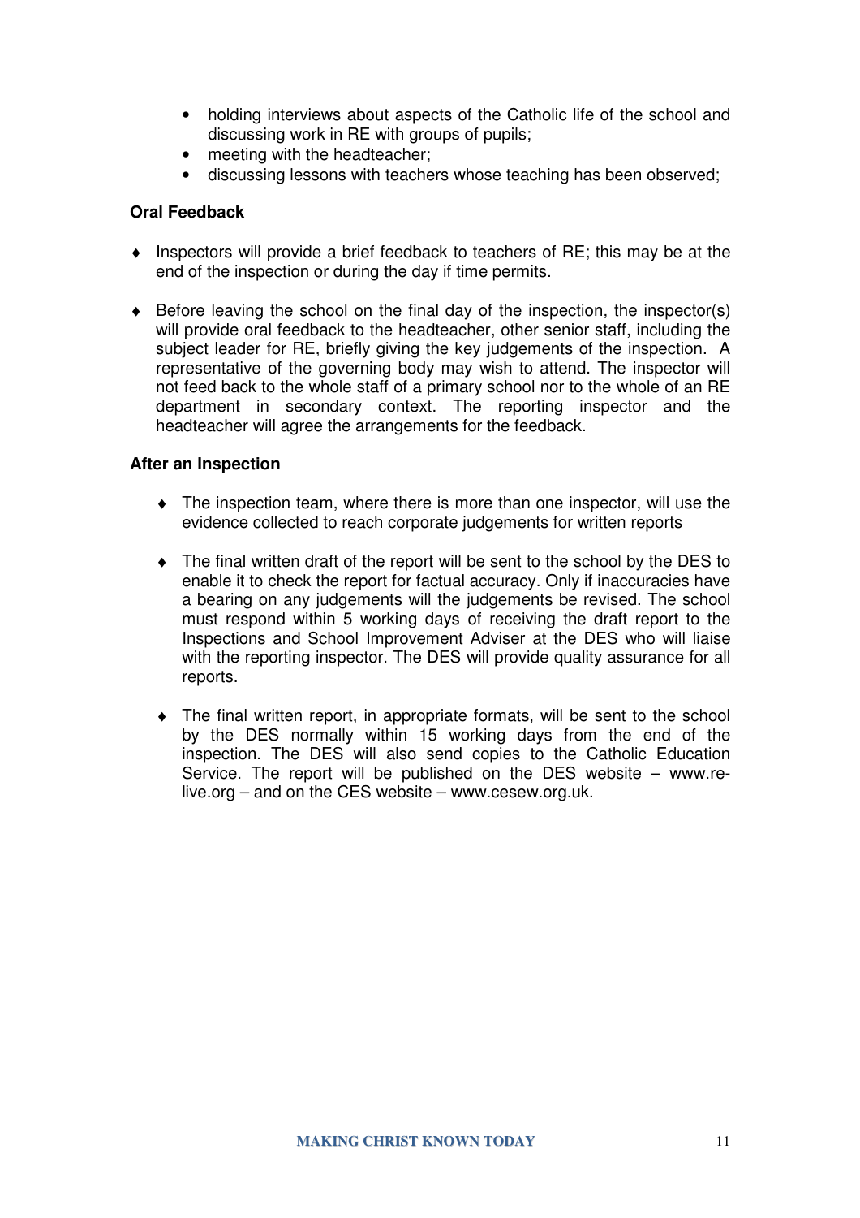- holding interviews about aspects of the Catholic life of the school and discussing work in RE with groups of pupils;
- meeting with the headteacher;
- discussing lessons with teachers whose teaching has been observed;

**Oral Feedback**

- Inspectors will provide a brief feedback to teachers of RE; this may be at the end of the inspection or during the day if time permits.

- Before leaving the school on the final day of the inspection, the inspector(s) will provide oral feedback to the headteacher, other senior staff, including the subject leader for RE, briefly giving the key judgements of the inspection. A representative of the governing body may wish to attend. The inspector will not feed back to the whole staff of a primary school nor to the whole of an RE department in secondary context. The reporting inspector and the headteacher will agree the arrangements for the feedback.

**After an Inspection**

- The inspection team, where there is more than one inspector, will use the evidence collected to reach corporate judgements for written reports

- The final written draft of the report will be sent to the school by the DES to enable it to check the report for factual accuracy. Only if inaccuracies have a bearing on any judgements will the judgements be revised. The school must respond within 5 working days of receiving the draft report to the Inspections and School Improvement Adviser at the DES who will liaise with the reporting inspector. The DES will provide quality assurance for all reports.

- The final written report, in appropriate formats, will be sent to the school by the DES normally within 15 working days from the end of the inspection. The DES will also send copies to the Catholic Education Service. The report will be published on the DES website – www.re-live.org – and on the CES website – www.cesew.org.uk.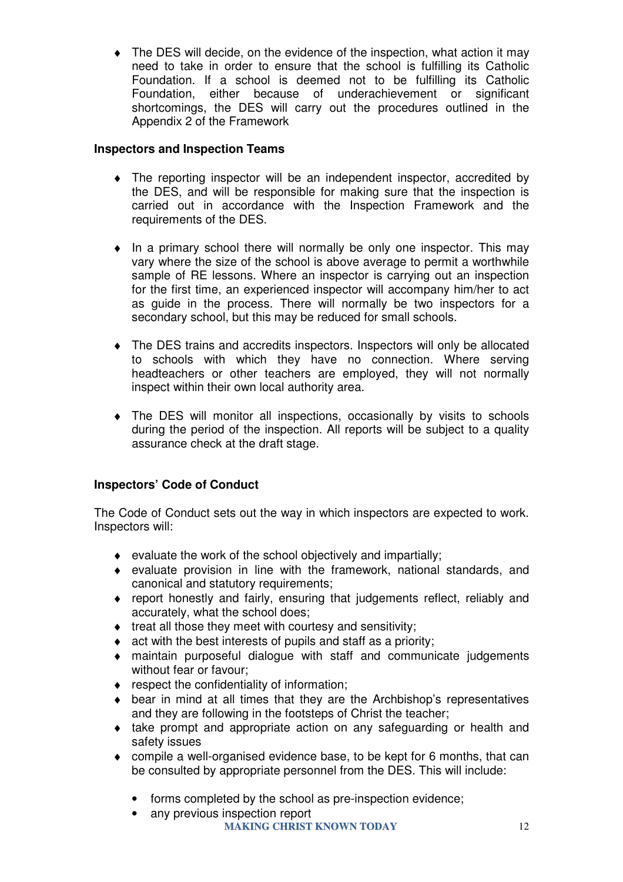- The DES will decide, on the evidence of the inspection, what action it may need to take in order to ensure that the school is fulfilling its Catholic Foundation. If a school is deemed not to be fulfilling its Catholic Foundation, either because of underachievement or significant shortcomings, the DES will carry out the procedures outlined in the Appendix 2 of the Framework

**Inspectors and Inspection Teams**

- The reporting inspector will be an independent inspector, accredited by the DES, and will be responsible for making sure that the inspection is carried out in accordance with the Inspection Framework and the requirements of the DES.

- In a primary school there will normally be only one inspector. This may vary where the size of the school is above average to permit a worthwhile sample of RE lessons. Where an inspector is carrying out an inspection for the first time, an experienced inspector will accompany him/her to act as guide in the process. There will normally be two inspectors for a secondary school, but this may be reduced for small schools.

- The DES trains and accredits inspectors. Inspectors will only be allocated to schools with which they have no connection. Where serving headteachers or other teachers are employed, they will not normally inspect within their own local authority area.

- The DES will monitor all inspections, occasionally by visits to schools during the period of the inspection. All reports will be subject to a quality assurance check at the draft stage.

**Inspectors' Code of Conduct**

The Code of Conduct sets out the way in which inspectors are expected to work. Inspectors will:

- evaluate the work of the school objectively and impartially;
- evaluate provision in line with the framework, national standards, and canonical and statutory requirements;
- report honestly and fairly, ensuring that judgements reflect, reliably and accurately, what the school does;
- treat all those they meet with courtesy and sensitivity;
- act with the best interests of pupils and staff as a priority;
- maintain purposeful dialogue with staff and communicate judgements without fear or favour;
- respect the confidentiality of information;
- bear in mind at all times that they are the Archbishop's representatives and they are following in the footsteps of Christ the teacher;
- take prompt and appropriate action on any safeguarding or health and safety issues
- compile a well-organised evidence base, to be kept for 6 months, that can be consulted by appropriate personnel from the DES. This will include:
  - forms completed by the school as pre-inspection evidence;
  - any previous inspection report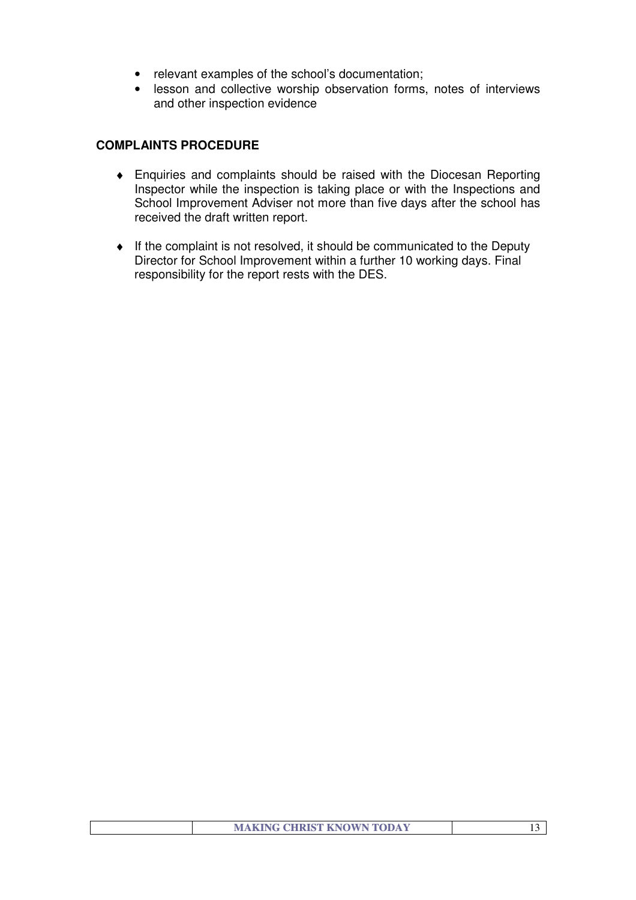- relevant examples of the school's documentation;
- lesson and collective worship observation forms, notes of interviews and other inspection evidence

**COMPLAINTS PROCEDURE**

- Enquiries and complaints should be raised with the Diocesan Reporting Inspector while the inspection is taking place or with the Inspections and School Improvement Adviser not more than five days after the school has received the draft written report.
- If the complaint is not resolved, it should be communicated to the Deputy Director for School Improvement within a further 10 working days. Final responsibility for the report rests with the DES.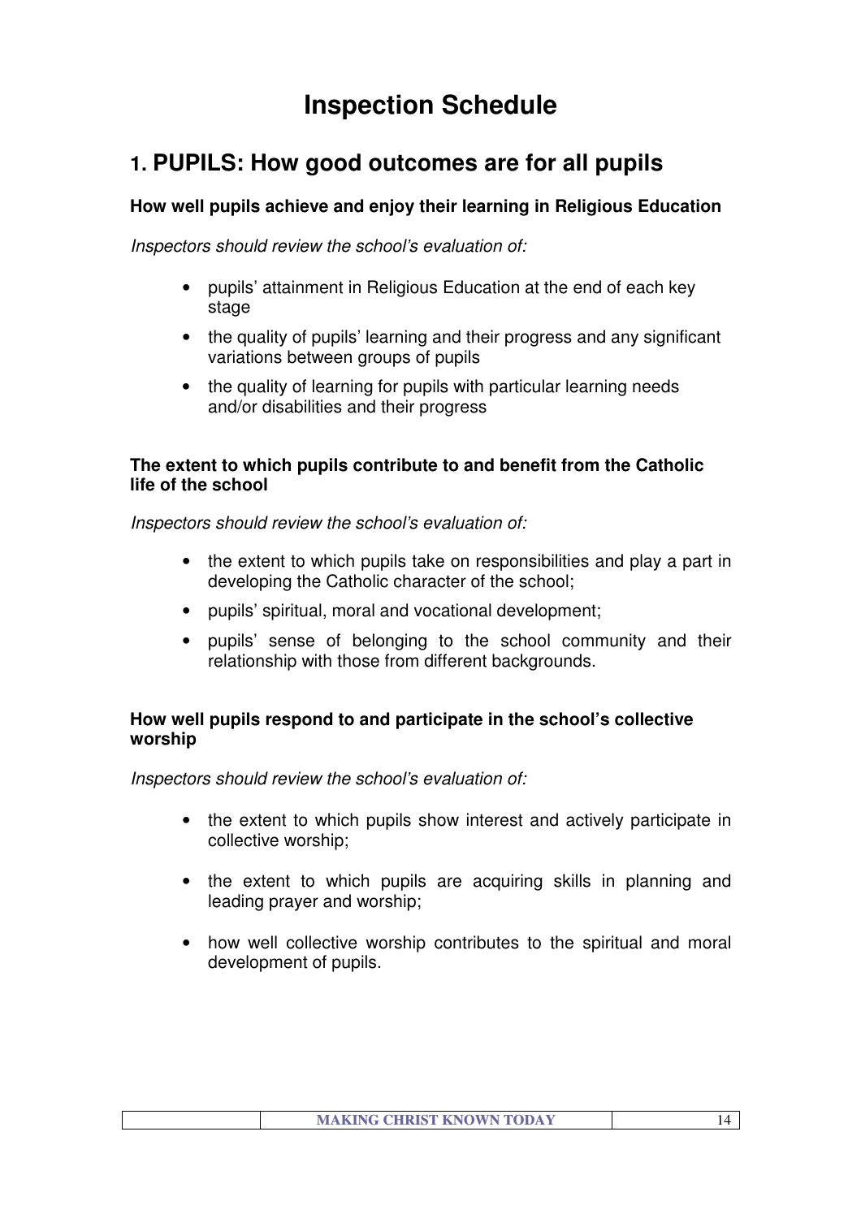# Inspection Schedule

## 1. PUPILS: How good outcomes are for all pupils

**How well pupils achieve and enjoy their learning in Religious Education**

*Inspectors should review the school's evaluation of:*

- pupils' attainment in Religious Education at the end of each key stage
- the quality of pupils' learning and their progress and any significant variations between groups of pupils
- the quality of learning for pupils with particular learning needs and/or disabilities and their progress

**The extent to which pupils contribute to and benefit from the Catholic life of the school**

*Inspectors should review the school's evaluation of:*

- the extent to which pupils take on responsibilities and play a part in developing the Catholic character of the school;
- pupils' spiritual, moral and vocational development;
- pupils' sense of belonging to the school community and their relationship with those from different backgrounds.

**How well pupils respond to and participate in the school's collective worship**

*Inspectors should review the school's evaluation of:*

- the extent to which pupils show interest and actively participate in collective worship;
- the extent to which pupils are acquiring skills in planning and leading prayer and worship;
- how well collective worship contributes to the spiritual and moral development of pupils.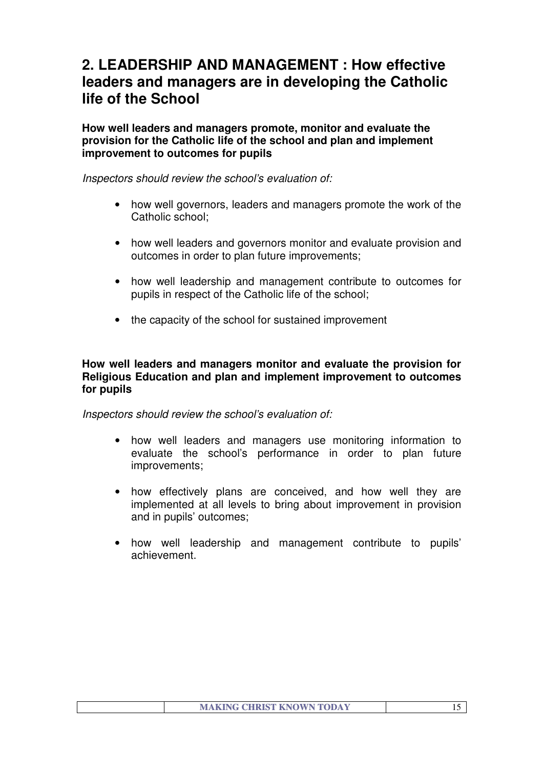## 2. LEADERSHIP AND MANAGEMENT : How effective leaders and managers are in developing the Catholic life of the School

**How well leaders and managers promote, monitor and evaluate the provision for the Catholic life of the school and plan and implement improvement to outcomes for pupils**

*Inspectors should review the school's evaluation of:*

- how well governors, leaders and managers promote the work of the Catholic school;
- how well leaders and governors monitor and evaluate provision and outcomes in order to plan future improvements;
- how well leadership and management contribute to outcomes for pupils in respect of the Catholic life of the school;
- the capacity of the school for sustained improvement

**How well leaders and managers monitor and evaluate the provision for Religious Education and plan and implement improvement to outcomes for pupils**

*Inspectors should review the school's evaluation of:*

- how well leaders and managers use monitoring information to evaluate the school's performance in order to plan future improvements;
- how effectively plans are conceived, and how well they are implemented at all levels to bring about improvement in provision and in pupils' outcomes;
- how well leadership and management contribute to pupils' achievement.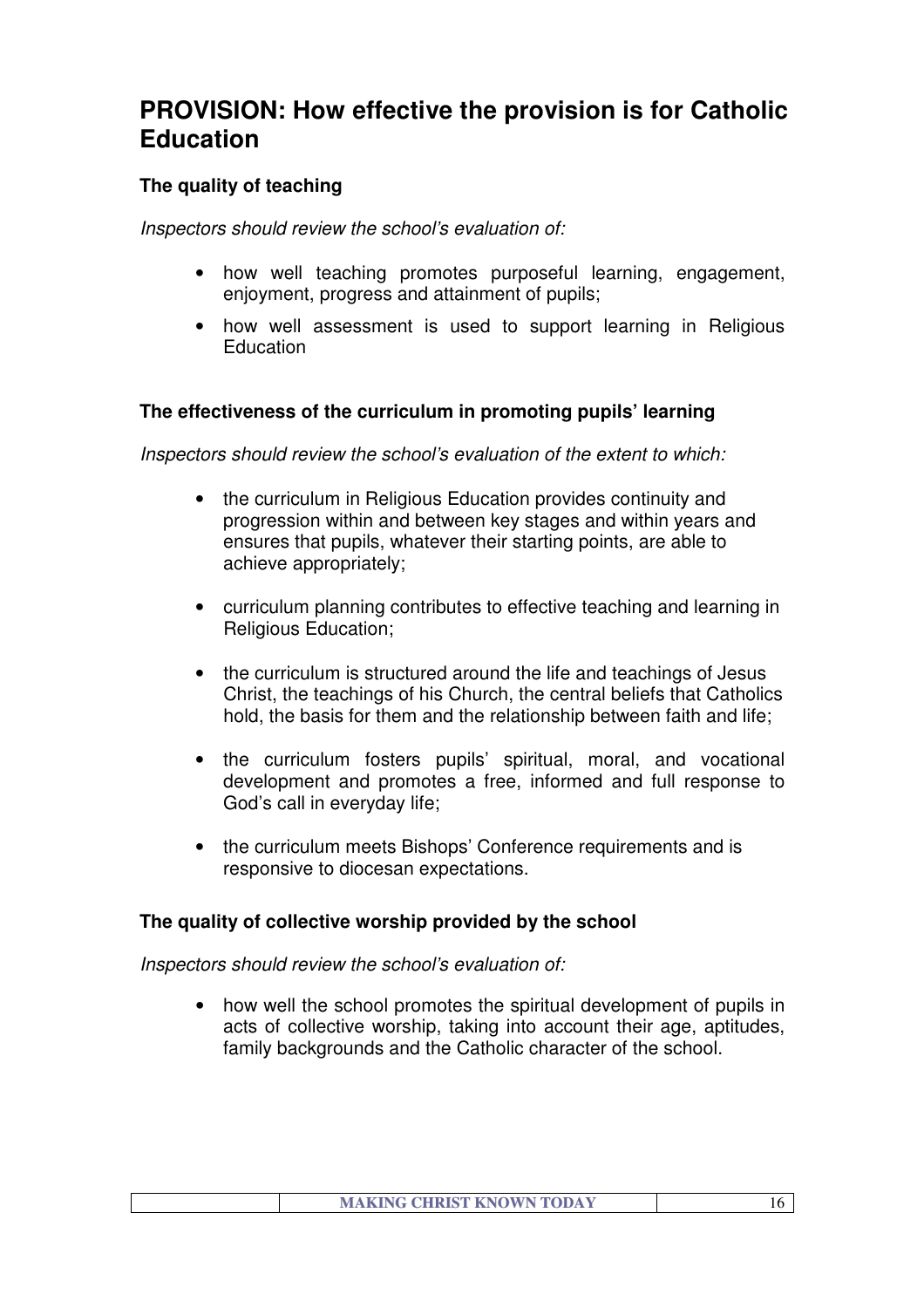## PROVISION: How effective the provision is for Catholic Education

### The quality of teaching

*Inspectors should review the school's evaluation of:*

- how well teaching promotes purposeful learning, engagement, enjoyment, progress and attainment of pupils;
- how well assessment is used to support learning in Religious Education

### The effectiveness of the curriculum in promoting pupils' learning

*Inspectors should review the school's evaluation of the extent to which:*

- the curriculum in Religious Education provides continuity and progression within and between key stages and within years and ensures that pupils, whatever their starting points, are able to achieve appropriately;
- curriculum planning contributes to effective teaching and learning in Religious Education;
- the curriculum is structured around the life and teachings of Jesus Christ, the teachings of his Church, the central beliefs that Catholics hold, the basis for them and the relationship between faith and life;
- the curriculum fosters pupils' spiritual, moral, and vocational development and promotes a free, informed and full response to God's call in everyday life;
- the curriculum meets Bishops' Conference requirements and is responsive to diocesan expectations.

### The quality of collective worship provided by the school

*Inspectors should review the school's evaluation of:*

- how well the school promotes the spiritual development of pupils in acts of collective worship, taking into account their age, aptitudes, family backgrounds and the Catholic character of the school.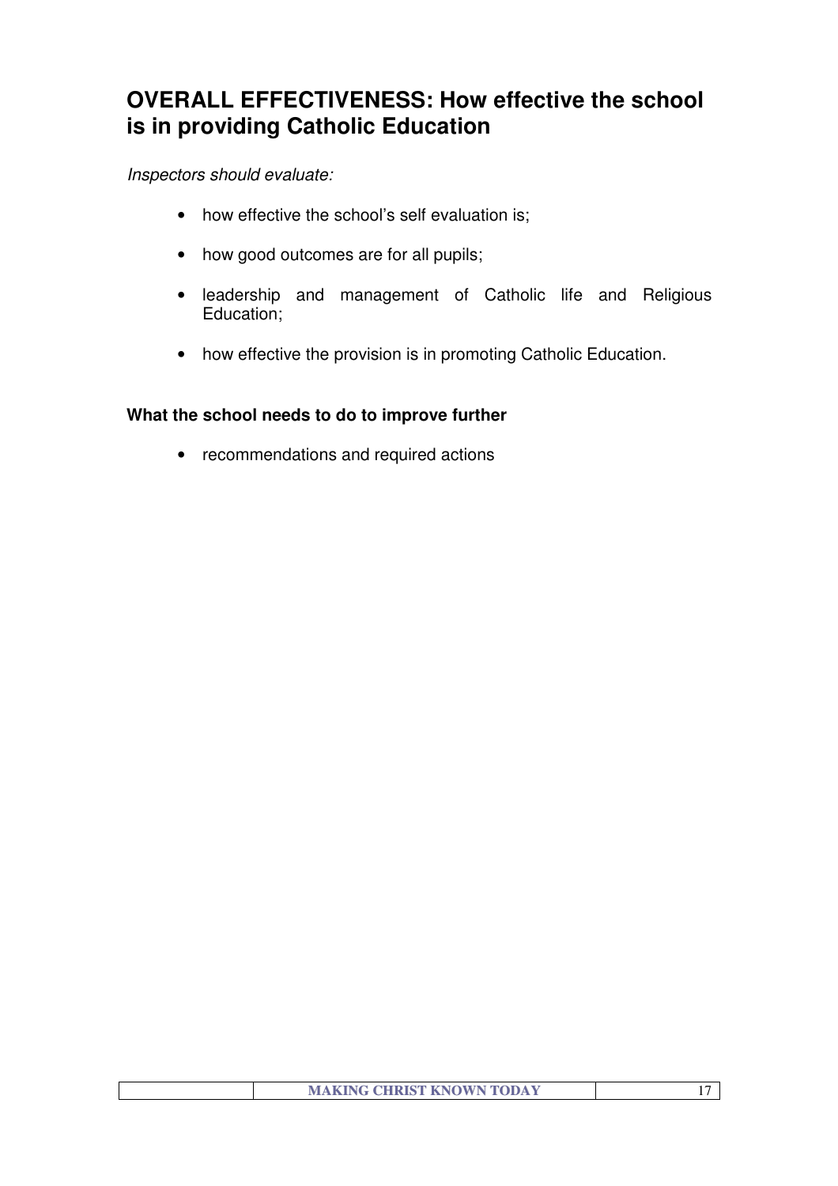## OVERALL EFFECTIVENESS: How effective the school is in providing Catholic Education

*Inspectors should evaluate:*

- how effective the school's self evaluation is;
- how good outcomes are for all pupils;
- leadership and management of Catholic life and Religious Education;
- how effective the provision is in promoting Catholic Education.

**What the school needs to do to improve further**

- recommendations and required actions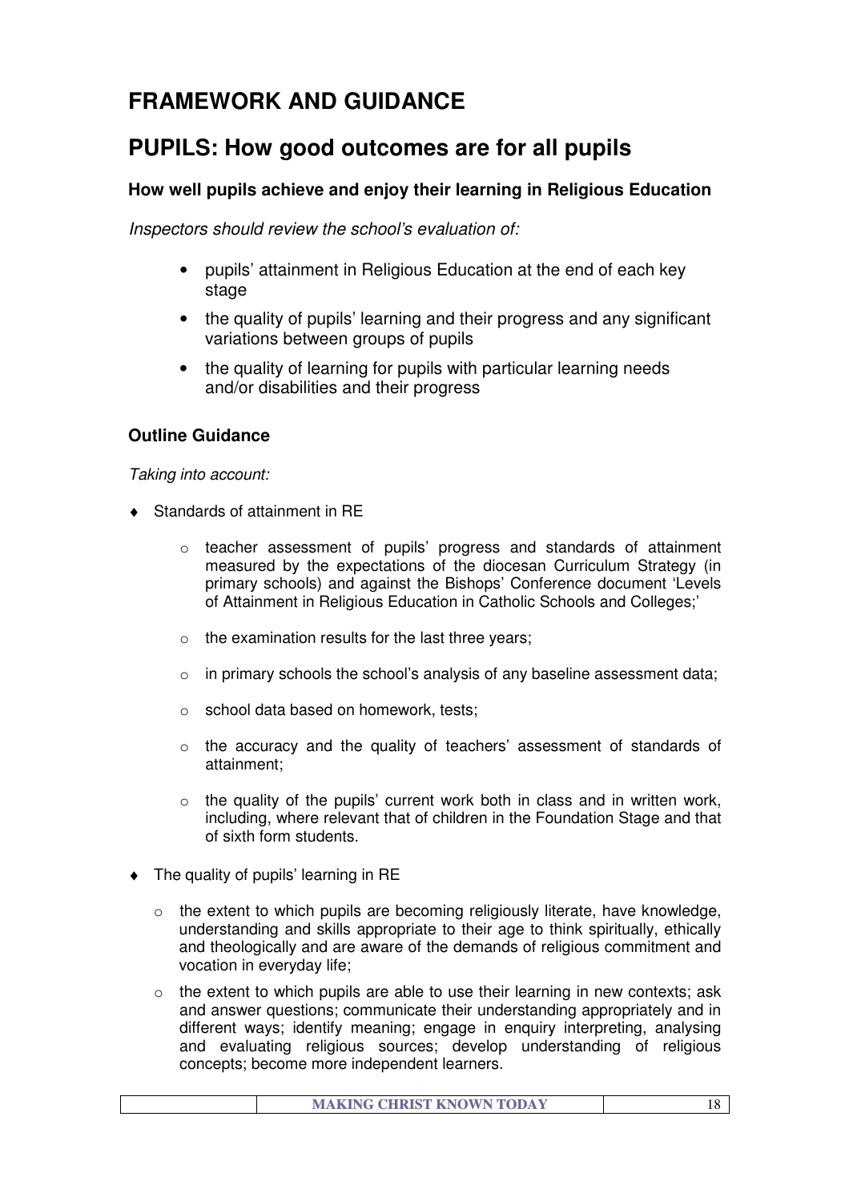# FRAMEWORK AND GUIDANCE

## PUPILS: How good outcomes are for all pupils

### How well pupils achieve and enjoy their learning in Religious Education

*Inspectors should review the school's evaluation of:*

- pupils' attainment in Religious Education at the end of each key stage
- the quality of pupils' learning and their progress and any significant variations between groups of pupils
- the quality of learning for pupils with particular learning needs and/or disabilities and their progress

### Outline Guidance

*Taking into account:*

- Standards of attainment in RE
  - teacher assessment of pupils' progress and standards of attainment measured by the expectations of the diocesan Curriculum Strategy (in primary schools) and against the Bishops' Conference document 'Levels of Attainment in Religious Education in Catholic Schools and Colleges;'
  - the examination results for the last three years;
  - in primary schools the school's analysis of any baseline assessment data;
  - school data based on homework, tests;
  - the accuracy and the quality of teachers' assessment of standards of attainment;
  - the quality of the pupils' current work both in class and in written work, including, where relevant that of children in the Foundation Stage and that of sixth form students.
- The quality of pupils' learning in RE
  - the extent to which pupils are becoming religiously literate, have knowledge, understanding and skills appropriate to their age to think spiritually, ethically and theologically and are aware of the demands of religious commitment and vocation in everyday life;
  - the extent to which pupils are able to use their learning in new contexts; ask and answer questions; communicate their understanding appropriately and in different ways; identify meaning; engage in enquiry interpreting, analysing and evaluating religious sources; develop understanding of religious concepts; become more independent learners.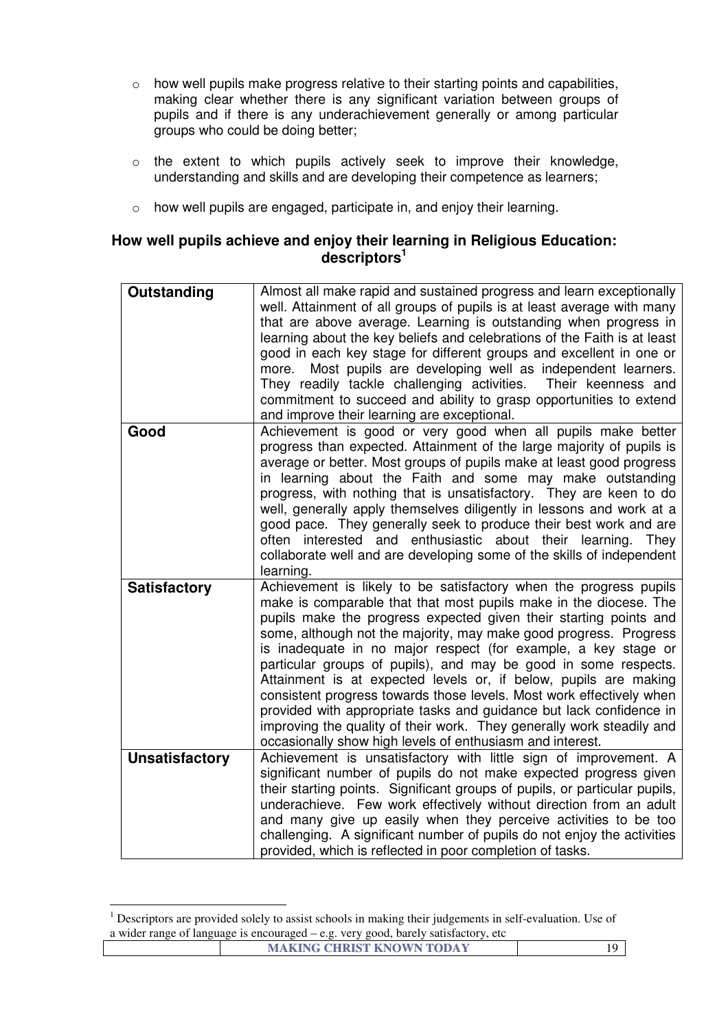- how well pupils make progress relative to their starting points and capabilities, making clear whether there is any significant variation between groups of pupils and if there is any underachievement generally or among particular groups who could be doing better;
- the extent to which pupils actively seek to improve their knowledge, understanding and skills and are developing their competence as learners;
- how well pupils are engaged, participate in, and enjoy their learning.

### How well pupils achieve and enjoy their learning in Religious Education: descriptors[1]

| | |
|---|---|
| **Outstanding** | Almost all make rapid and sustained progress and learn exceptionally well. Attainment of all groups of pupils is at least average with many that are above average. Learning is outstanding when progress in learning about the key beliefs and celebrations of the Faith is at least good in each key stage for different groups and excellent in one or more. Most pupils are developing well as independent learners. They readily tackle challenging activities. Their keenness and commitment to succeed and ability to grasp opportunities to extend and improve their learning are exceptional. |
| **Good** | Achievement is good or very good when all pupils make better progress than expected. Attainment of the large majority of pupils is average or better. Most groups of pupils make at least good progress in learning about the Faith and some may make outstanding progress, with nothing that is unsatisfactory. They are keen to do well, generally apply themselves diligently in lessons and work at a good pace. They generally seek to produce their best work and are often interested and enthusiastic about their learning. They collaborate well and are developing some of the skills of independent learning. |
| **Satisfactory** | Achievement is likely to be satisfactory when the progress pupils make is comparable that that most pupils make in the diocese. The pupils make the progress expected given their starting points and some, although not the majority, may make good progress. Progress is inadequate in no major respect (for example, a key stage or particular groups of pupils), and may be good in some respects. Attainment is at expected levels or, if below, pupils are making consistent progress towards those levels. Most work effectively when provided with appropriate tasks and guidance but lack confidence in improving the quality of their work. They generally work steadily and occasionally show high levels of enthusiasm and interest. |
| **Unsatisfactory** | Achievement is unsatisfactory with little sign of improvement. A significant number of pupils do not make expected progress given their starting points. Significant groups of pupils, or particular pupils, underachieve. Few work effectively without direction from an adult and many give up easily when they perceive activities to be too challenging. A significant number of pupils do not enjoy the activities provided, which is reflected in poor completion of tasks. |

[1] Descriptors are provided solely to assist schools in making their judgements in self-evaluation. Use of a wider range of language is encouraged – e.g. very good, barely satisfactory, etc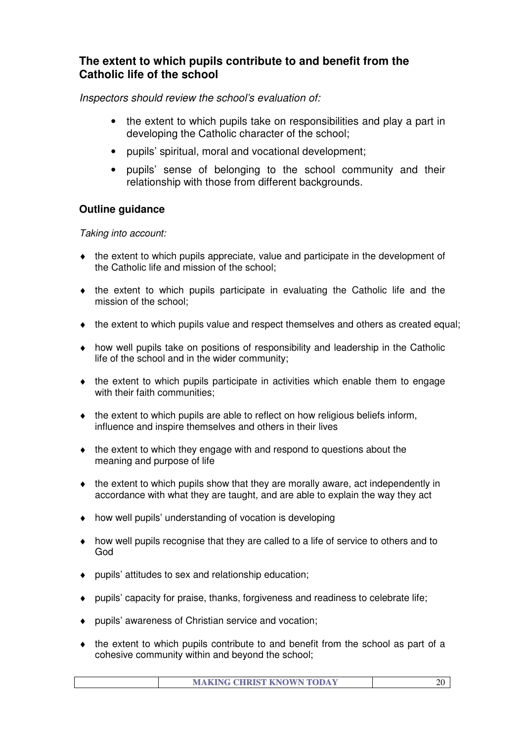## The extent to which pupils contribute to and benefit from the Catholic life of the school

*Inspectors should review the school's evaluation of:*

- the extent to which pupils take on responsibilities and play a part in developing the Catholic character of the school;
- pupils' spiritual, moral and vocational development;
- pupils' sense of belonging to the school community and their relationship with those from different backgrounds.

### Outline guidance

*Taking into account:*

- the extent to which pupils appreciate, value and participate in the development of the Catholic life and mission of the school;
- the extent to which pupils participate in evaluating the Catholic life and the mission of the school;
- the extent to which pupils value and respect themselves and others as created equal;
- how well pupils take on positions of responsibility and leadership in the Catholic life of the school and in the wider community;
- the extent to which pupils participate in activities which enable them to engage with their faith communities;
- the extent to which pupils are able to reflect on how religious beliefs inform, influence and inspire themselves and others in their lives
- the extent to which they engage with and respond to questions about the meaning and purpose of life
- the extent to which pupils show that they are morally aware, act independently in accordance with what they are taught, and are able to explain the way they act
- how well pupils' understanding of vocation is developing
- how well pupils recognise that they are called to a life of service to others and to God
- pupils' attitudes to sex and relationship education;
- pupils' capacity for praise, thanks, forgiveness and readiness to celebrate life;
- pupils' awareness of Christian service and vocation;
- the extent to which pupils contribute to and benefit from the school as part of a cohesive community within and beyond the school;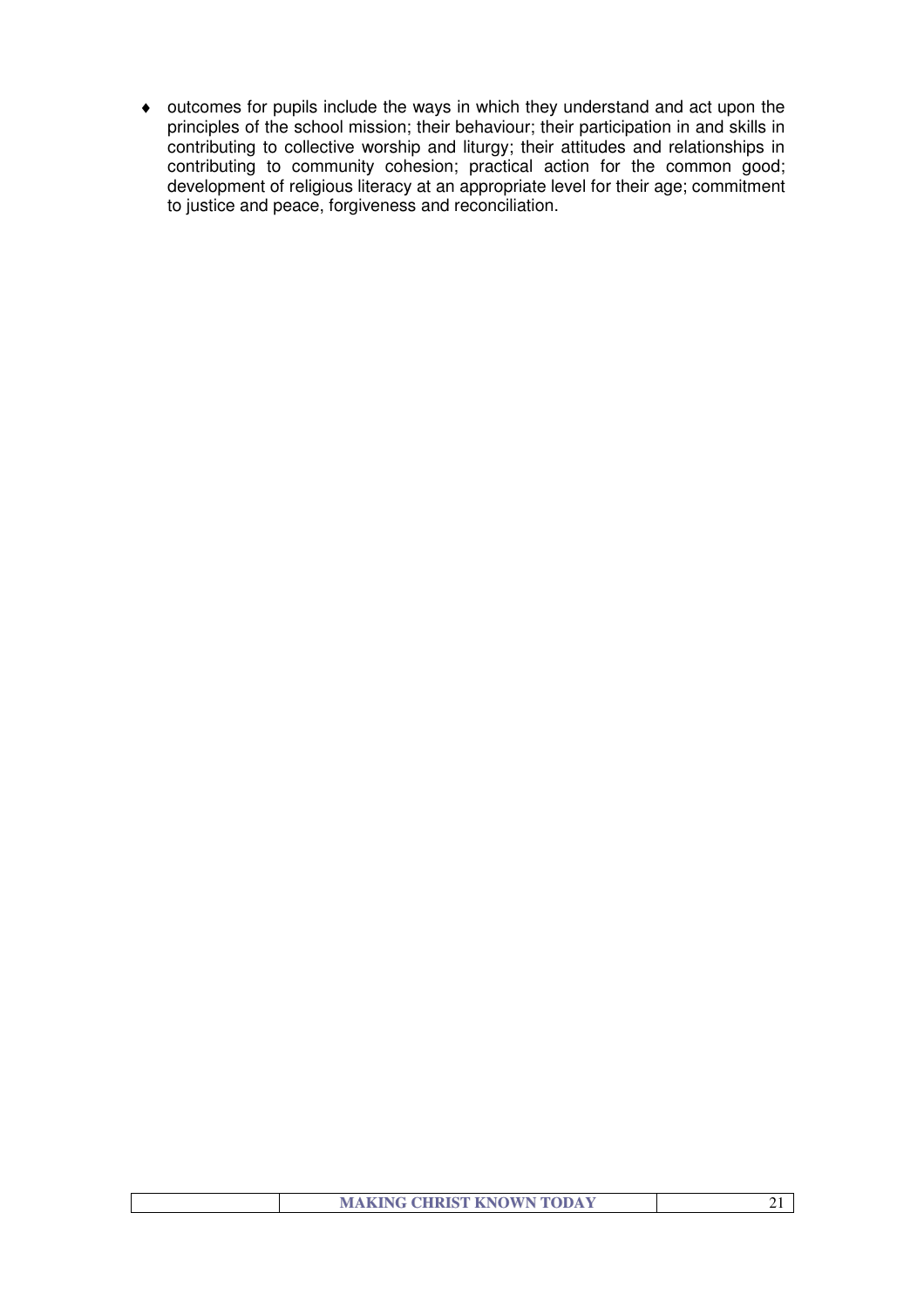- outcomes for pupils include the ways in which they understand and act upon the principles of the school mission; their behaviour; their participation in and skills in contributing to collective worship and liturgy; their attitudes and relationships in contributing to community cohesion; practical action for the common good; development of religious literacy at an appropriate level for their age; commitment to justice and peace, forgiveness and reconciliation.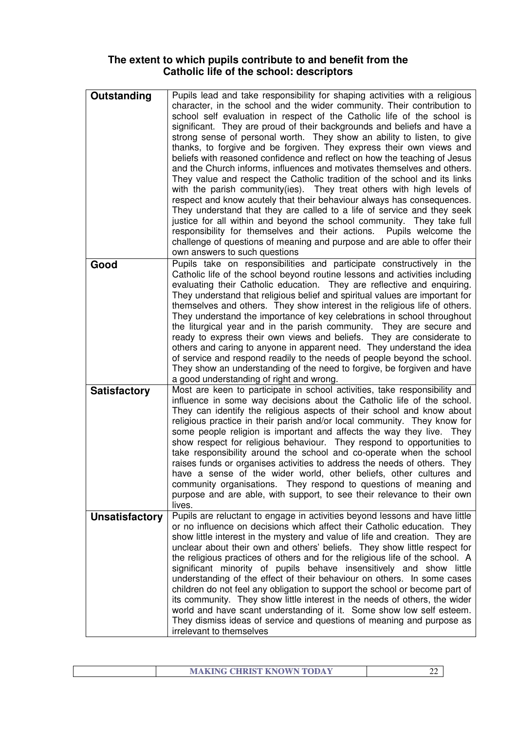## The extent to which pupils contribute to and benefit from the Catholic life of the school: descriptors

| | |
|---|---|
| **Outstanding** | Pupils lead and take responsibility for shaping activities with a religious character, in the school and the wider community. Their contribution to school self evaluation in respect of the Catholic life of the school is significant. They are proud of their backgrounds and beliefs and have a strong sense of personal worth. They show an ability to listen, to give thanks, to forgive and be forgiven. They express their own views and beliefs with reasoned confidence and reflect on how the teaching of Jesus and the Church informs, influences and motivates themselves and others. They value and respect the Catholic tradition of the school and its links with the parish community(ies). They treat others with high levels of respect and know acutely that their behaviour always has consequences. They understand that they are called to a life of service and they seek justice for all within and beyond the school community. They take full responsibility for themselves and their actions. Pupils welcome the challenge of questions of meaning and purpose and are able to offer their own answers to such questions |
| **Good** | Pupils take on responsibilities and participate constructively in the Catholic life of the school beyond routine lessons and activities including evaluating their Catholic education. They are reflective and enquiring. They understand that religious belief and spiritual values are important for themselves and others. They show interest in the religious life of others. They understand the importance of key celebrations in school throughout the liturgical year and in the parish community. They are secure and ready to express their own views and beliefs. They are considerate to others and caring to anyone in apparent need. They understand the idea of service and respond readily to the needs of people beyond the school. They show an understanding of the need to forgive, be forgiven and have a good understanding of right and wrong. |
| **Satisfactory** | Most are keen to participate in school activities, take responsibility and influence in some way decisions about the Catholic life of the school. They can identify the religious aspects of their school and know about religious practice in their parish and/or local community. They know for some people religion is important and affects the way they live. They show respect for religious behaviour. They respond to opportunities to take responsibility around the school and co-operate when the school raises funds or organises activities to address the needs of others. They have a sense of the wider world, other beliefs, other cultures and community organisations. They respond to questions of meaning and purpose and are able, with support, to see their relevance to their own lives. |
| **Unsatisfactory** | Pupils are reluctant to engage in activities beyond lessons and have little or no influence on decisions which affect their Catholic education. They show little interest in the mystery and value of life and creation. They are unclear about their own and others' beliefs. They show little respect for the religious practices of others and for the religious life of the school. A significant minority of pupils behave insensitively and show little understanding of the effect of their behaviour on others. In some cases children do not feel any obligation to support the school or become part of its community. They show little interest in the needs of others, the wider world and have scant understanding of it. Some show low self esteem. They dismiss ideas of service and questions of meaning and purpose as irrelevant to themselves |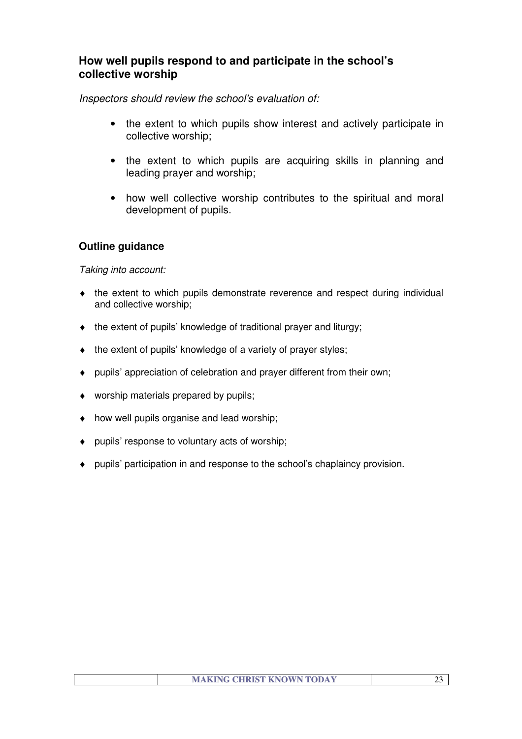## How well pupils respond to and participate in the school's collective worship

*Inspectors should review the school's evaluation of:*

- the extent to which pupils show interest and actively participate in collective worship;
- the extent to which pupils are acquiring skills in planning and leading prayer and worship;
- how well collective worship contributes to the spiritual and moral development of pupils.

### Outline guidance

*Taking into account:*

- the extent to which pupils demonstrate reverence and respect during individual and collective worship;
- the extent of pupils' knowledge of traditional prayer and liturgy;
- the extent of pupils' knowledge of a variety of prayer styles;
- pupils' appreciation of celebration and prayer different from their own;
- worship materials prepared by pupils;
- how well pupils organise and lead worship;
- pupils' response to voluntary acts of worship;
- pupils' participation in and response to the school's chaplaincy provision.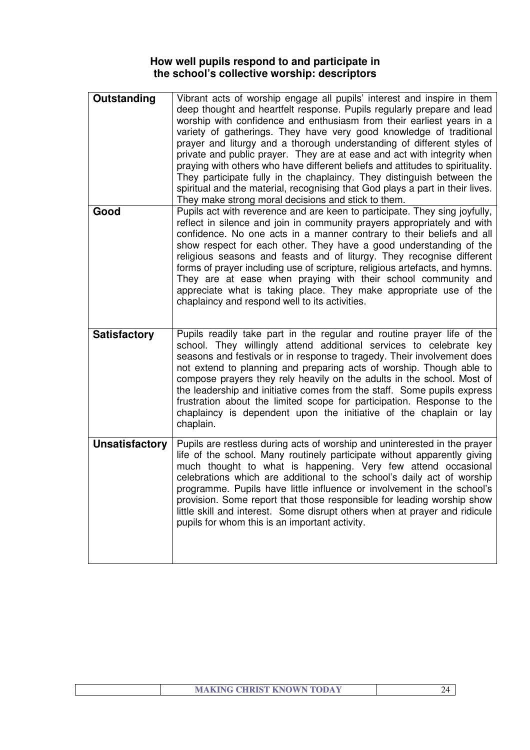## How well pupils respond to and participate in the school's collective worship: descriptors

| | |
|---|---|
| **Outstanding** | Vibrant acts of worship engage all pupils' interest and inspire in them deep thought and heartfelt response. Pupils regularly prepare and lead worship with confidence and enthusiasm from their earliest years in a variety of gatherings. They have very good knowledge of traditional prayer and liturgy and a thorough understanding of different styles of private and public prayer. They are at ease and act with integrity when praying with others who have different beliefs and attitudes to spirituality. They participate fully in the chaplaincy. They distinguish between the spiritual and the material, recognising that God plays a part in their lives. They make strong moral decisions and stick to them. |
| **Good** | Pupils act with reverence and are keen to participate. They sing joyfully, reflect in silence and join in community prayers appropriately and with confidence. No one acts in a manner contrary to their beliefs and all show respect for each other. They have a good understanding of the religious seasons and feasts and of liturgy. They recognise different forms of prayer including use of scripture, religious artefacts, and hymns. They are at ease when praying with their school community and appreciate what is taking place. They make appropriate use of the chaplaincy and respond well to its activities. |
| **Satisfactory** | Pupils readily take part in the regular and routine prayer life of the school. They willingly attend additional services to celebrate key seasons and festivals or in response to tragedy. Their involvement does not extend to planning and preparing acts of worship. Though able to compose prayers they rely heavily on the adults in the school. Most of the leadership and initiative comes from the staff. Some pupils express frustration about the limited scope for participation. Response to the chaplaincy is dependent upon the initiative of the chaplain or lay chaplain. |
| **Unsatisfactory** | Pupils are restless during acts of worship and uninterested in the prayer life of the school. Many routinely participate without apparently giving much thought to what is happening. Very few attend occasional celebrations which are additional to the school's daily act of worship programme. Pupils have little influence or involvement in the school's provision. Some report that those responsible for leading worship show little skill and interest. Some disrupt others when at prayer and ridicule pupils for whom this is an important activity. |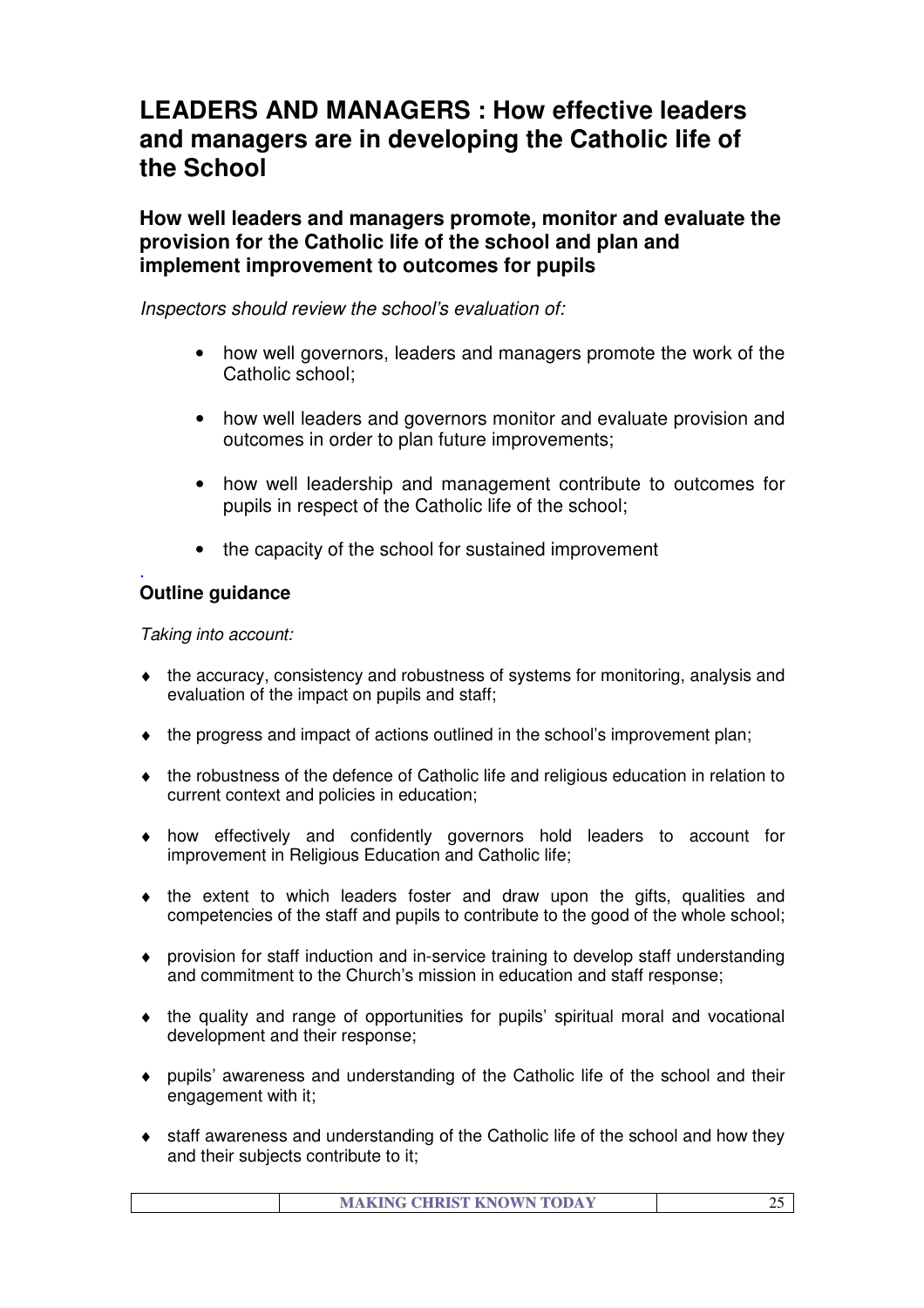# LEADERS AND MANAGERS : How effective leaders and managers are in developing the Catholic life of the School

## How well leaders and managers promote, monitor and evaluate the provision for the Catholic life of the school and plan and implement improvement to outcomes for pupils

*Inspectors should review the school's evaluation of:*

- how well governors, leaders and managers promote the work of the Catholic school;
- how well leaders and governors monitor and evaluate provision and outcomes in order to plan future improvements;
- how well leadership and management contribute to outcomes for pupils in respect of the Catholic life of the school;
- the capacity of the school for sustained improvement

### Outline guidance

*Taking into account:*

- the accuracy, consistency and robustness of systems for monitoring, analysis and evaluation of the impact on pupils and staff;
- the progress and impact of actions outlined in the school's improvement plan;
- the robustness of the defence of Catholic life and religious education in relation to current context and policies in education;
- how effectively and confidently governors hold leaders to account for improvement in Religious Education and Catholic life;
- the extent to which leaders foster and draw upon the gifts, qualities and competencies of the staff and pupils to contribute to the good of the whole school;
- provision for staff induction and in-service training to develop staff understanding and commitment to the Church's mission in education and staff response;
- the quality and range of opportunities for pupils' spiritual moral and vocational development and their response;
- pupils' awareness and understanding of the Catholic life of the school and their engagement with it;
- staff awareness and understanding of the Catholic life of the school and how they and their subjects contribute to it;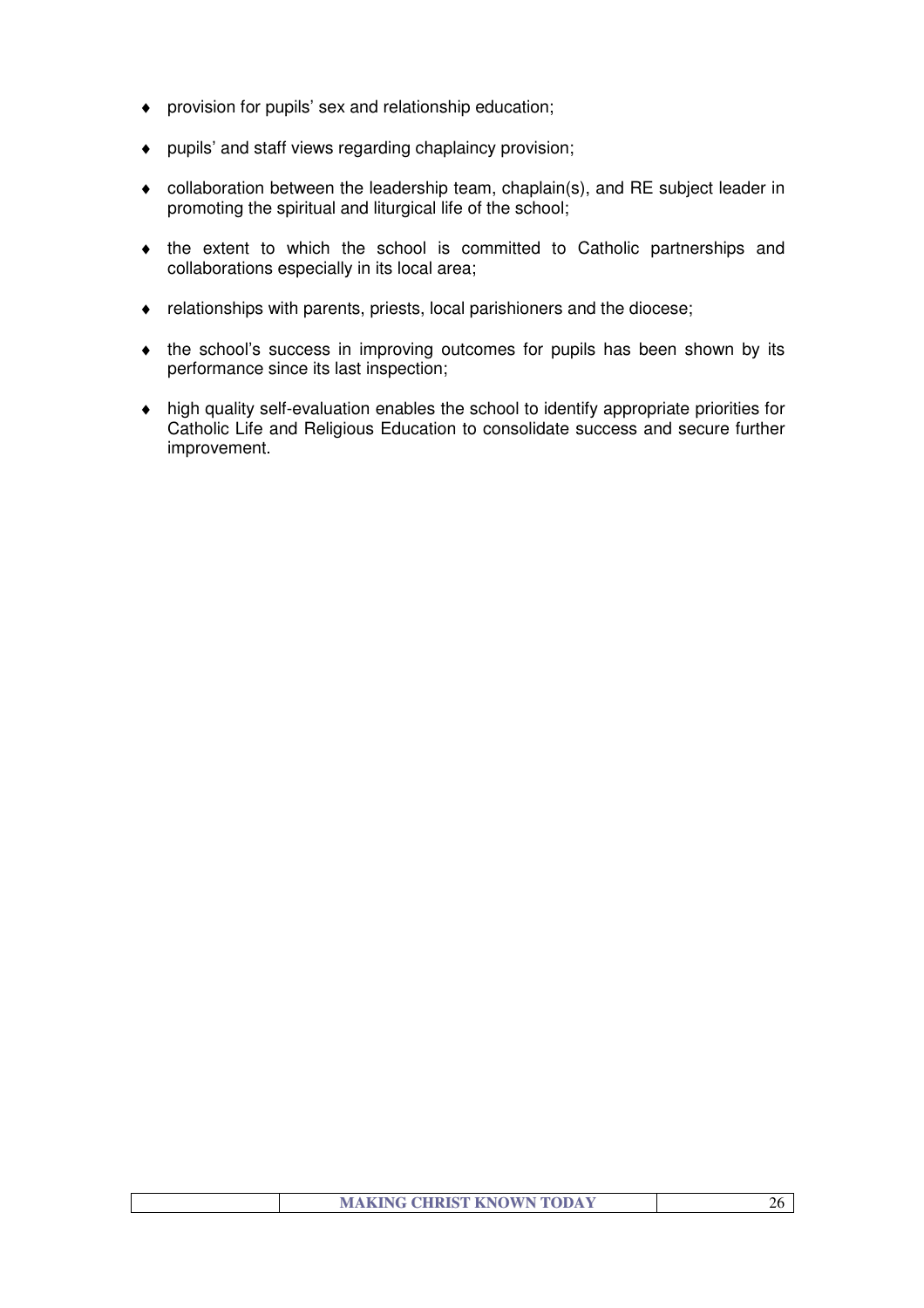- provision for pupils' sex and relationship education;
- pupils' and staff views regarding chaplaincy provision;
- collaboration between the leadership team, chaplain(s), and RE subject leader in promoting the spiritual and liturgical life of the school;
- the extent to which the school is committed to Catholic partnerships and collaborations especially in its local area;
- relationships with parents, priests, local parishioners and the diocese;
- the school's success in improving outcomes for pupils has been shown by its performance since its last inspection;
- high quality self-evaluation enables the school to identify appropriate priorities for Catholic Life and Religious Education to consolidate success and secure further improvement.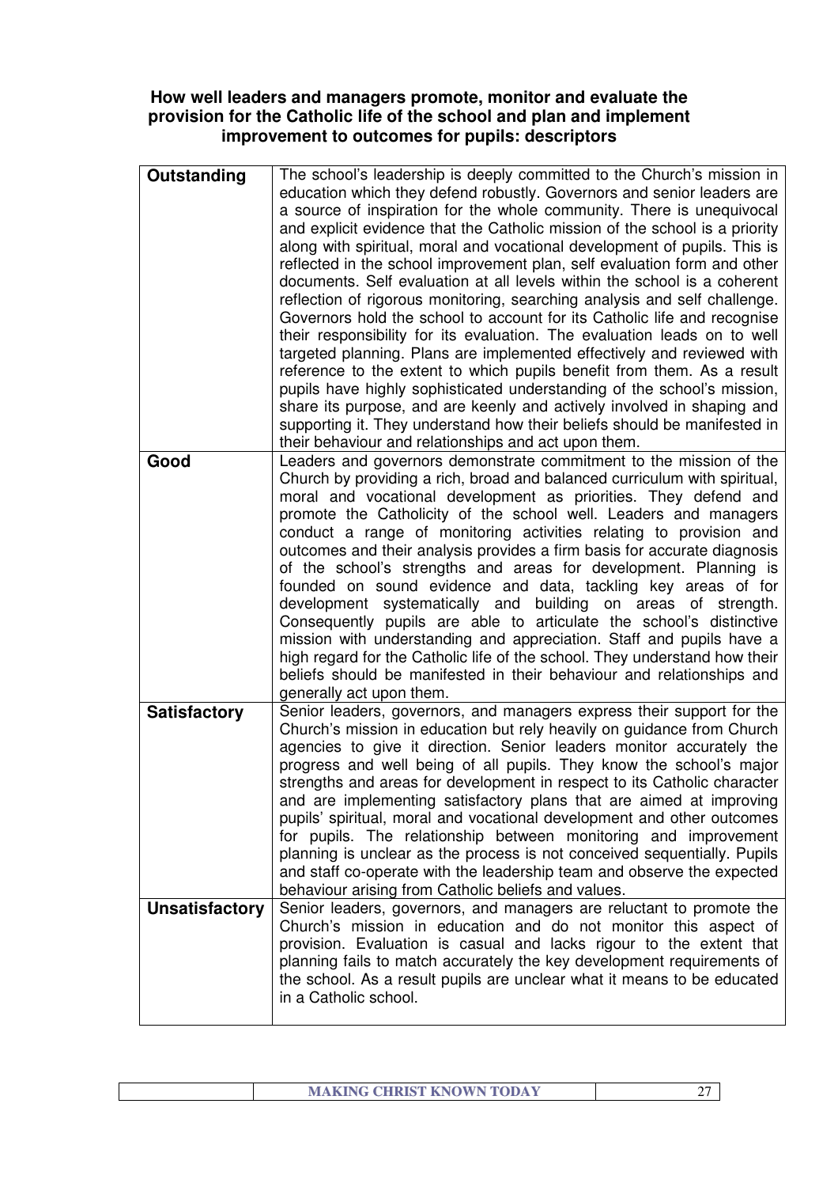**How well leaders and managers promote, monitor and evaluate the provision for the Catholic life of the school and plan and implement improvement to outcomes for pupils: descriptors**

| | |
|---|---|
| **Outstanding** | The school's leadership is deeply committed to the Church's mission in education which they defend robustly. Governors and senior leaders are a source of inspiration for the whole community. There is unequivocal and explicit evidence that the Catholic mission of the school is a priority along with spiritual, moral and vocational development of pupils. This is reflected in the school improvement plan, self evaluation form and other documents. Self evaluation at all levels within the school is a coherent reflection of rigorous monitoring, searching analysis and self challenge. Governors hold the school to account for its Catholic life and recognise their responsibility for its evaluation. The evaluation leads on to well targeted planning. Plans are implemented effectively and reviewed with reference to the extent to which pupils benefit from them. As a result pupils have highly sophisticated understanding of the school's mission, share its purpose, and are keenly and actively involved in shaping and supporting it. They understand how their beliefs should be manifested in their behaviour and relationships and act upon them. |
| **Good** | Leaders and governors demonstrate commitment to the mission of the Church by providing a rich, broad and balanced curriculum with spiritual, moral and vocational development as priorities. They defend and promote the Catholicity of the school well. Leaders and managers conduct a range of monitoring activities relating to provision and outcomes and their analysis provides a firm basis for accurate diagnosis of the school's strengths and areas for development. Planning is founded on sound evidence and data, tackling key areas of for development systematically and building on areas of strength. Consequently pupils are able to articulate the school's distinctive mission with understanding and appreciation. Staff and pupils have a high regard for the Catholic life of the school. They understand how their beliefs should be manifested in their behaviour and relationships and generally act upon them. |
| **Satisfactory** | Senior leaders, governors, and managers express their support for the Church's mission in education but rely heavily on guidance from Church agencies to give it direction. Senior leaders monitor accurately the progress and well being of all pupils. They know the school's major strengths and areas for development in respect to its Catholic character and are implementing satisfactory plans that are aimed at improving pupils' spiritual, moral and vocational development and other outcomes for pupils. The relationship between monitoring and improvement planning is unclear as the process is not conceived sequentially. Pupils and staff co-operate with the leadership team and observe the expected behaviour arising from Catholic beliefs and values. |
| **Unsatisfactory** | Senior leaders, governors, and managers are reluctant to promote the Church's mission in education and do not monitor this aspect of provision. Evaluation is casual and lacks rigour to the extent that planning fails to match accurately the key development requirements of the school. As a result pupils are unclear what it means to be educated in a Catholic school. |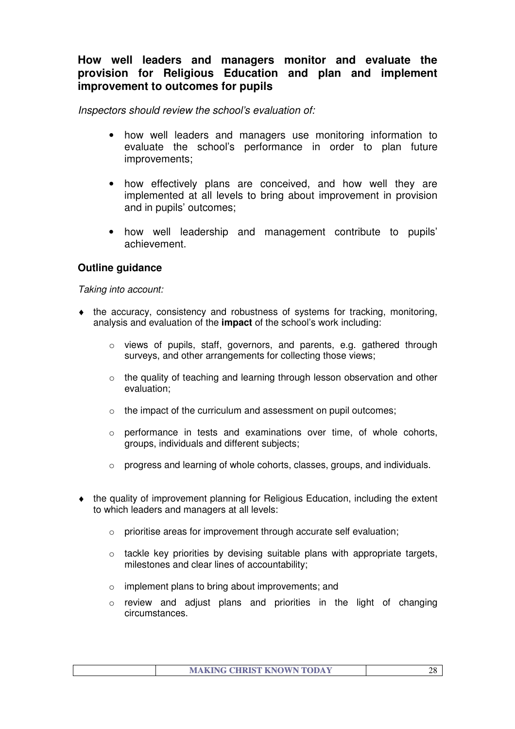## How well leaders and managers monitor and evaluate the provision for Religious Education and plan and implement improvement to outcomes for pupils

*Inspectors should review the school's evaluation of:*

- how well leaders and managers use monitoring information to evaluate the school's performance in order to plan future improvements;

- how effectively plans are conceived, and how well they are implemented at all levels to bring about improvement in provision and in pupils' outcomes;

- how well leadership and management contribute to pupils' achievement.

### Outline guidance

*Taking into account:*

- the accuracy, consistency and robustness of systems for tracking, monitoring, analysis and evaluation of the **impact** of the school's work including:
    - views of pupils, staff, governors, and parents, e.g. gathered through surveys, and other arrangements for collecting those views;
    - the quality of teaching and learning through lesson observation and other evaluation;
    - the impact of the curriculum and assessment on pupil outcomes;
    - performance in tests and examinations over time, of whole cohorts, groups, individuals and different subjects;
    - progress and learning of whole cohorts, classes, groups, and individuals.

- the quality of improvement planning for Religious Education, including the extent to which leaders and managers at all levels:
    - prioritise areas for improvement through accurate self evaluation;
    - tackle key priorities by devising suitable plans with appropriate targets, milestones and clear lines of accountability;
    - implement plans to bring about improvements; and
    - review and adjust plans and priorities in the light of changing circumstances.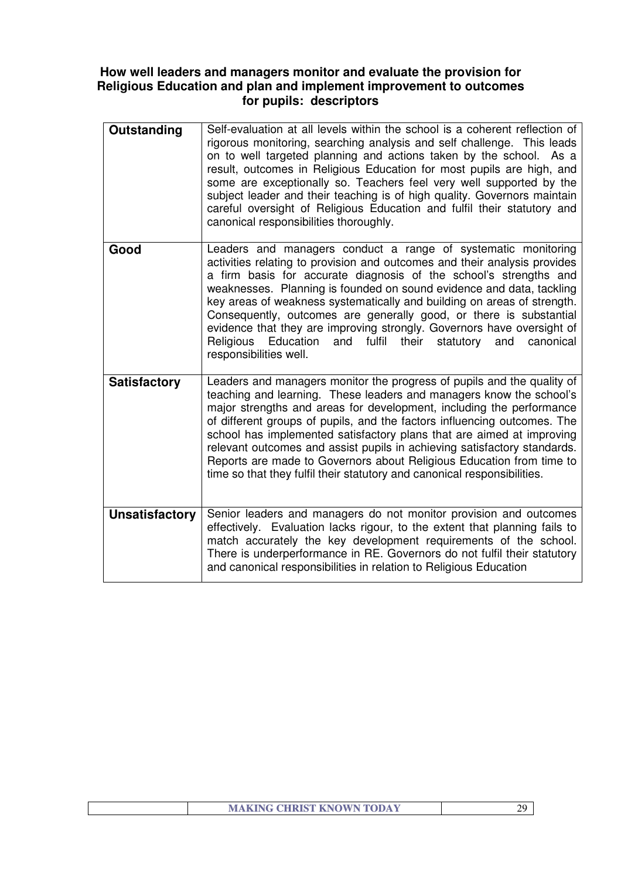## How well leaders and managers monitor and evaluate the provision for Religious Education and plan and implement improvement to outcomes for pupils: descriptors

| | |
|---|---|
| **Outstanding** | Self-evaluation at all levels within the school is a coherent reflection of rigorous monitoring, searching analysis and self challenge. This leads on to well targeted planning and actions taken by the school. As a result, outcomes in Religious Education for most pupils are high, and some are exceptionally so. Teachers feel very well supported by the subject leader and their teaching is of high quality. Governors maintain careful oversight of Religious Education and fulfil their statutory and canonical responsibilities thoroughly. |
| **Good** | Leaders and managers conduct a range of systematic monitoring activities relating to provision and outcomes and their analysis provides a firm basis for accurate diagnosis of the school's strengths and weaknesses. Planning is founded on sound evidence and data, tackling key areas of weakness systematically and building on areas of strength. Consequently, outcomes are generally good, or there is substantial evidence that they are improving strongly. Governors have oversight of Religious Education and fulfil their statutory and canonical responsibilities well. |
| **Satisfactory** | Leaders and managers monitor the progress of pupils and the quality of teaching and learning. These leaders and managers know the school's major strengths and areas for development, including the performance of different groups of pupils, and the factors influencing outcomes. The school has implemented satisfactory plans that are aimed at improving relevant outcomes and assist pupils in achieving satisfactory standards. Reports are made to Governors about Religious Education from time to time so that they fulfil their statutory and canonical responsibilities. |
| **Unsatisfactory** | Senior leaders and managers do not monitor provision and outcomes effectively. Evaluation lacks rigour, to the extent that planning fails to match accurately the key development requirements of the school. There is underperformance in RE. Governors do not fulfil their statutory and canonical responsibilities in relation to Religious Education |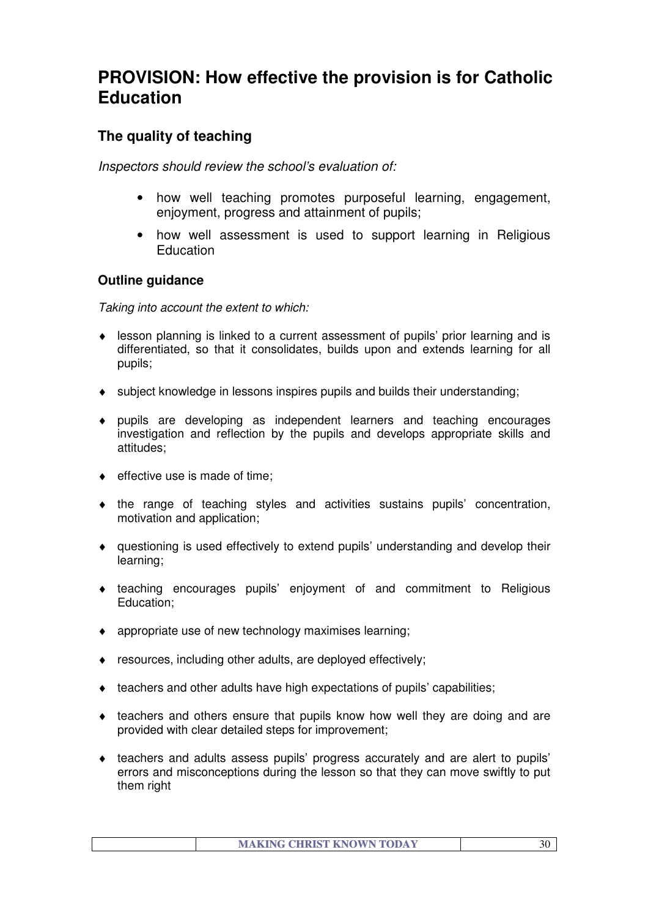# PROVISION: How effective the provision is for Catholic Education

## The quality of teaching

*Inspectors should review the school's evaluation of:*

- how well teaching promotes purposeful learning, engagement, enjoyment, progress and attainment of pupils;
- how well assessment is used to support learning in Religious Education

### Outline guidance

*Taking into account the extent to which:*

- lesson planning is linked to a current assessment of pupils' prior learning and is differentiated, so that it consolidates, builds upon and extends learning for all pupils;
- subject knowledge in lessons inspires pupils and builds their understanding;
- pupils are developing as independent learners and teaching encourages investigation and reflection by the pupils and develops appropriate skills and attitudes;
- effective use is made of time;
- the range of teaching styles and activities sustains pupils' concentration, motivation and application;
- questioning is used effectively to extend pupils' understanding and develop their learning;
- teaching encourages pupils' enjoyment of and commitment to Religious Education;
- appropriate use of new technology maximises learning;
- resources, including other adults, are deployed effectively;
- teachers and other adults have high expectations of pupils' capabilities;
- teachers and others ensure that pupils know how well they are doing and are provided with clear detailed steps for improvement;
- teachers and adults assess pupils' progress accurately and are alert to pupils' errors and misconceptions during the lesson so that they can move swiftly to put them right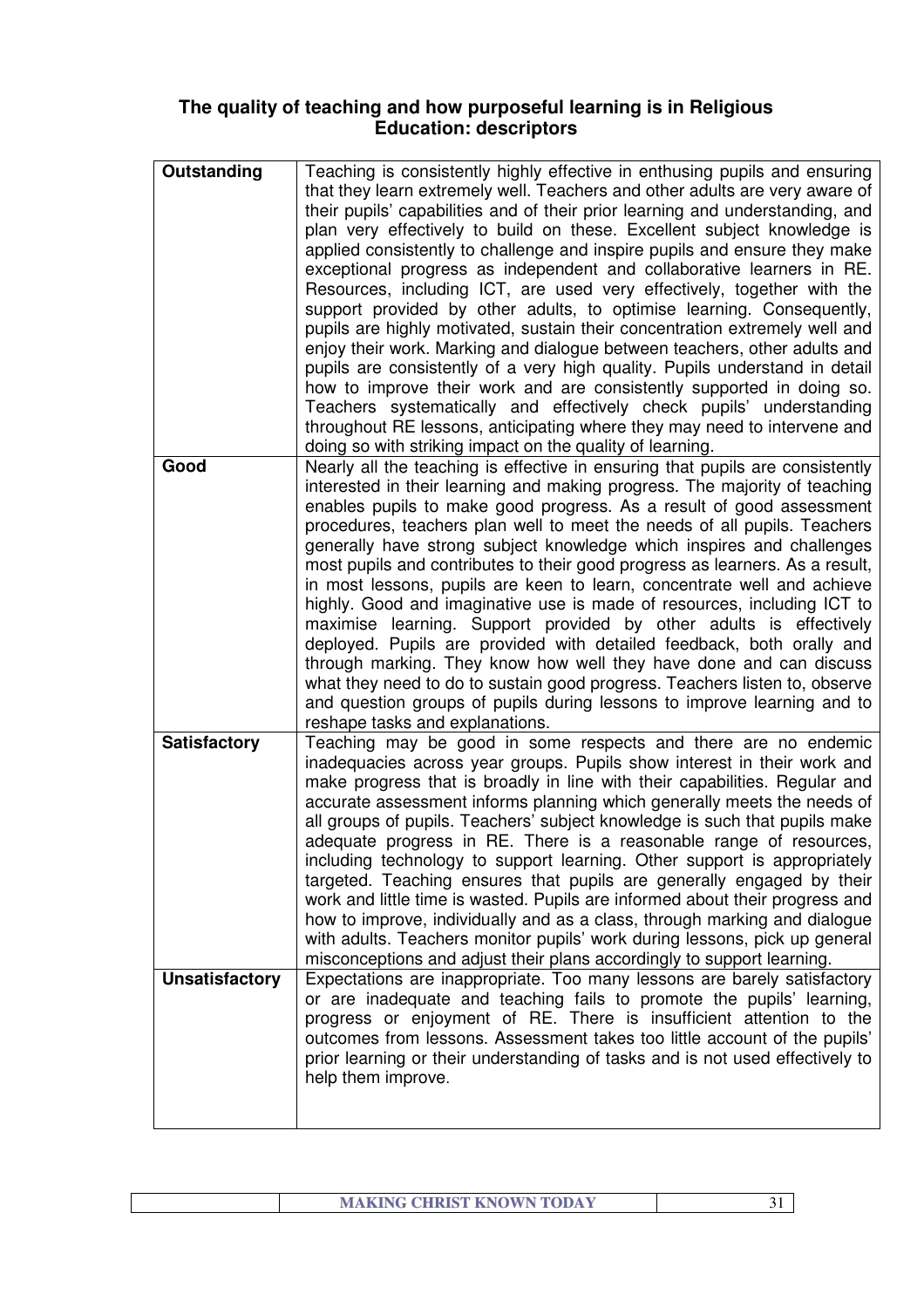## The quality of teaching and how purposeful learning is in Religious Education: descriptors

| | |
|---|---|
| **Outstanding** | Teaching is consistently highly effective in enthusing pupils and ensuring that they learn extremely well. Teachers and other adults are very aware of their pupils' capabilities and of their prior learning and understanding, and plan very effectively to build on these. Excellent subject knowledge is applied consistently to challenge and inspire pupils and ensure they make exceptional progress as independent and collaborative learners in RE. Resources, including ICT, are used very effectively, together with the support provided by other adults, to optimise learning. Consequently, pupils are highly motivated, sustain their concentration extremely well and enjoy their work. Marking and dialogue between teachers, other adults and pupils are consistently of a very high quality. Pupils understand in detail how to improve their work and are consistently supported in doing so. Teachers systematically and effectively check pupils' understanding throughout RE lessons, anticipating where they may need to intervene and doing so with striking impact on the quality of learning. |
| **Good** | Nearly all the teaching is effective in ensuring that pupils are consistently interested in their learning and making progress. The majority of teaching enables pupils to make good progress. As a result of good assessment procedures, teachers plan well to meet the needs of all pupils. Teachers generally have strong subject knowledge which inspires and challenges most pupils and contributes to their good progress as learners. As a result, in most lessons, pupils are keen to learn, concentrate well and achieve highly. Good and imaginative use is made of resources, including ICT to maximise learning. Support provided by other adults is effectively deployed. Pupils are provided with detailed feedback, both orally and through marking. They know how well they have done and can discuss what they need to do to sustain good progress. Teachers listen to, observe and question groups of pupils during lessons to improve learning and to reshape tasks and explanations. |
| **Satisfactory** | Teaching may be good in some respects and there are no endemic inadequacies across year groups. Pupils show interest in their work and make progress that is broadly in line with their capabilities. Regular and accurate assessment informs planning which generally meets the needs of all groups of pupils. Teachers' subject knowledge is such that pupils make adequate progress in RE. There is a reasonable range of resources, including technology to support learning. Other support is appropriately targeted. Teaching ensures that pupils are generally engaged by their work and little time is wasted. Pupils are informed about their progress and how to improve, individually and as a class, through marking and dialogue with adults. Teachers monitor pupils' work during lessons, pick up general misconceptions and adjust their plans accordingly to support learning. |
| **Unsatisfactory** | Expectations are inappropriate. Too many lessons are barely satisfactory or are inadequate and teaching fails to promote the pupils' learning, progress or enjoyment of RE. There is insufficient attention to the outcomes from lessons. Assessment takes too little account of the pupils' prior learning or their understanding of tasks and is not used effectively to help them improve. |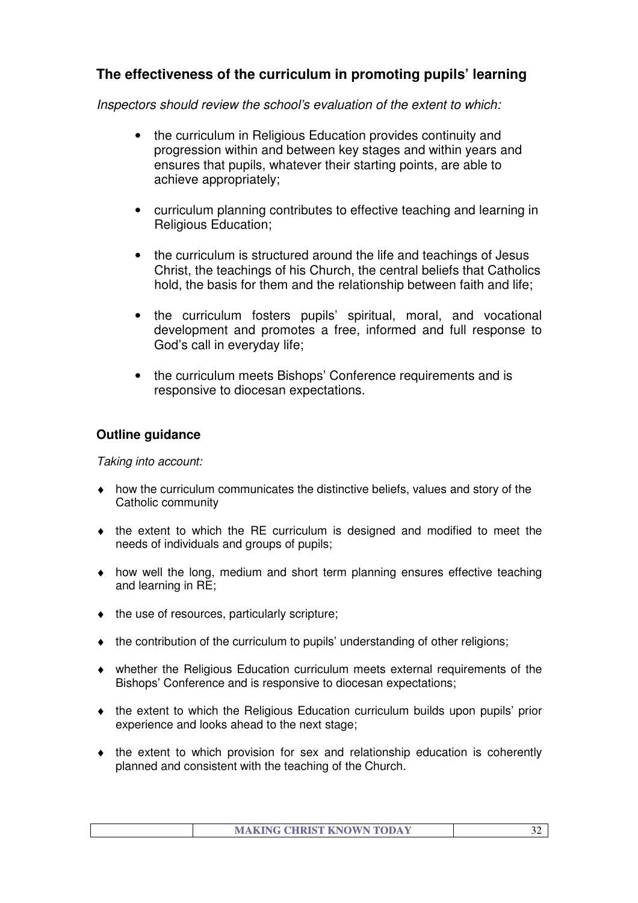## The effectiveness of the curriculum in promoting pupils' learning

*Inspectors should review the school's evaluation of the extent to which:*

- the curriculum in Religious Education provides continuity and progression within and between key stages and within years and ensures that pupils, whatever their starting points, are able to achieve appropriately;
- curriculum planning contributes to effective teaching and learning in Religious Education;
- the curriculum is structured around the life and teachings of Jesus Christ, the teachings of his Church, the central beliefs that Catholics hold, the basis for them and the relationship between faith and life;
- the curriculum fosters pupils' spiritual, moral, and vocational development and promotes a free, informed and full response to God's call in everyday life;
- the curriculum meets Bishops' Conference requirements and is responsive to diocesan expectations.

### Outline guidance

*Taking into account:*

- how the curriculum communicates the distinctive beliefs, values and story of the Catholic community
- the extent to which the RE curriculum is designed and modified to meet the needs of individuals and groups of pupils;
- how well the long, medium and short term planning ensures effective teaching and learning in RE;
- the use of resources, particularly scripture;
- the contribution of the curriculum to pupils' understanding of other religions;
- whether the Religious Education curriculum meets external requirements of the Bishops' Conference and is responsive to diocesan expectations;
- the extent to which the Religious Education curriculum builds upon pupils' prior experience and looks ahead to the next stage;
- the extent to which provision for sex and relationship education is coherently planned and consistent with the teaching of the Church.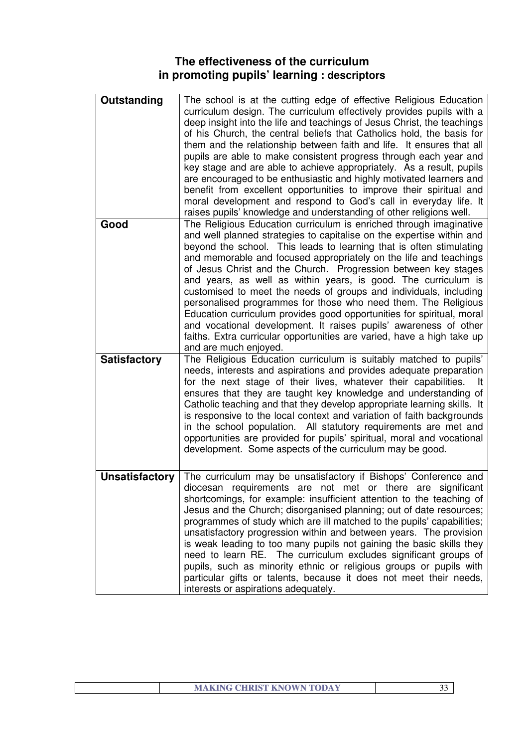## The effectiveness of the curriculum in promoting pupils' learning : descriptors

| | |
|---|---|
| **Outstanding** | The school is at the cutting edge of effective Religious Education curriculum design. The curriculum effectively provides pupils with a deep insight into the life and teachings of Jesus Christ, the teachings of his Church, the central beliefs that Catholics hold, the basis for them and the relationship between faith and life. It ensures that all pupils are able to make consistent progress through each year and key stage and are able to achieve appropriately. As a result, pupils are encouraged to be enthusiastic and highly motivated learners and benefit from excellent opportunities to improve their spiritual and moral development and respond to God's call in everyday life. It raises pupils' knowledge and understanding of other religions well. |
| **Good** | The Religious Education curriculum is enriched through imaginative and well planned strategies to capitalise on the expertise within and beyond the school. This leads to learning that is often stimulating and memorable and focused appropriately on the life and teachings of Jesus Christ and the Church. Progression between key stages and years, as well as within years, is good. The curriculum is customised to meet the needs of groups and individuals, including personalised programmes for those who need them. The Religious Education curriculum provides good opportunities for spiritual, moral and vocational development. It raises pupils' awareness of other faiths. Extra curricular opportunities are varied, have a high take up and are much enjoyed. |
| **Satisfactory** | The Religious Education curriculum is suitably matched to pupils' needs, interests and aspirations and provides adequate preparation for the next stage of their lives, whatever their capabilities. It ensures that they are taught key knowledge and understanding of Catholic teaching and that they develop appropriate learning skills. It is responsive to the local context and variation of faith backgrounds in the school population. All statutory requirements are met and opportunities are provided for pupils' spiritual, moral and vocational development. Some aspects of the curriculum may be good. |
| **Unsatisfactory** | The curriculum may be unsatisfactory if Bishops' Conference and diocesan requirements are not met or there are significant shortcomings, for example: insufficient attention to the teaching of Jesus and the Church; disorganised planning; out of date resources; programmes of study which are ill matched to the pupils' capabilities; unsatisfactory progression within and between years. The provision is weak leading to too many pupils not gaining the basic skills they need to learn RE. The curriculum excludes significant groups of pupils, such as minority ethnic or religious groups or pupils with particular gifts or talents, because it does not meet their needs, interests or aspirations adequately. |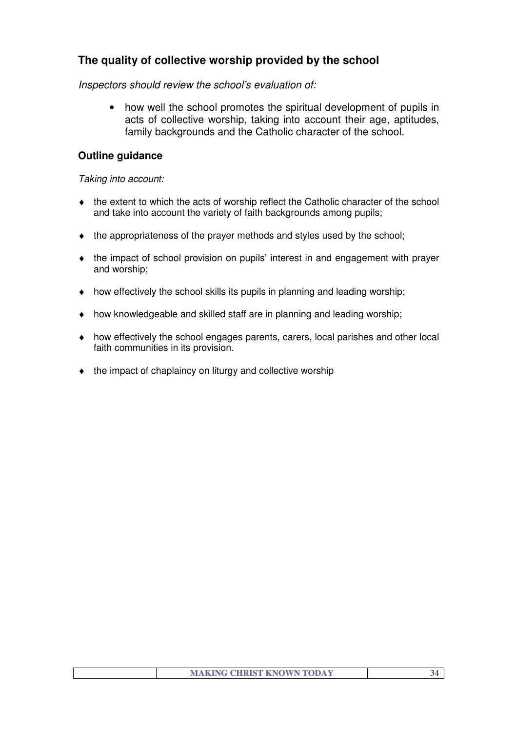## The quality of collective worship provided by the school

*Inspectors should review the school's evaluation of:*

- how well the school promotes the spiritual development of pupils in acts of collective worship, taking into account their age, aptitudes, family backgrounds and the Catholic character of the school.

### Outline guidance

*Taking into account:*

- the extent to which the acts of worship reflect the Catholic character of the school and take into account the variety of faith backgrounds among pupils;
- the appropriateness of the prayer methods and styles used by the school;
- the impact of school provision on pupils' interest in and engagement with prayer and worship;
- how effectively the school skills its pupils in planning and leading worship;
- how knowledgeable and skilled staff are in planning and leading worship;
- how effectively the school engages parents, carers, local parishes and other local faith communities in its provision.
- the impact of chaplaincy on liturgy and collective worship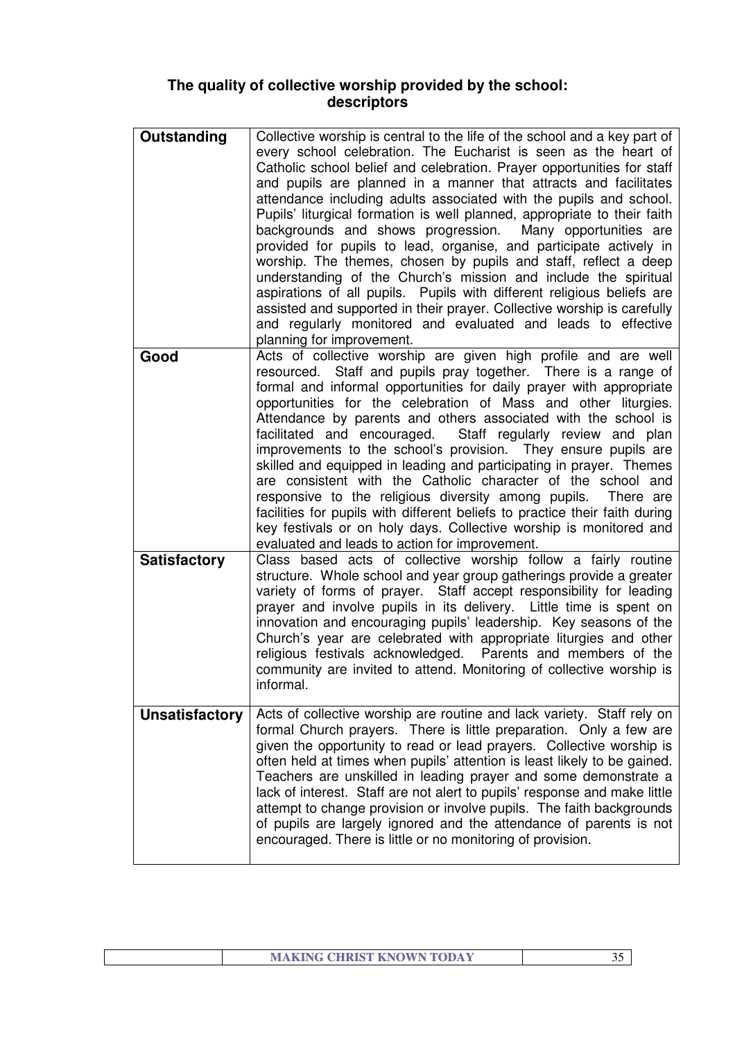## The quality of collective worship provided by the school: descriptors

| | |
|---|---|
| **Outstanding** | Collective worship is central to the life of the school and a key part of every school celebration. The Eucharist is seen as the heart of Catholic school belief and celebration. Prayer opportunities for staff and pupils are planned in a manner that attracts and facilitates attendance including adults associated with the pupils and school. Pupils' liturgical formation is well planned, appropriate to their faith backgrounds and shows progression. Many opportunities are provided for pupils to lead, organise, and participate actively in worship. The themes, chosen by pupils and staff, reflect a deep understanding of the Church's mission and include the spiritual aspirations of all pupils. Pupils with different religious beliefs are assisted and supported in their prayer. Collective worship is carefully and regularly monitored and evaluated and leads to effective planning for improvement. |
| **Good** | Acts of collective worship are given high profile and are well resourced. Staff and pupils pray together. There is a range of formal and informal opportunities for daily prayer with appropriate opportunities for the celebration of Mass and other liturgies. Attendance by parents and others associated with the school is facilitated and encouraged. Staff regularly review and plan improvements to the school's provision. They ensure pupils are skilled and equipped in leading and participating in prayer. Themes are consistent with the Catholic character of the school and responsive to the religious diversity among pupils. There are facilities for pupils with different beliefs to practice their faith during key festivals or on holy days. Collective worship is monitored and evaluated and leads to action for improvement. |
| **Satisfactory** | Class based acts of collective worship follow a fairly routine structure. Whole school and year group gatherings provide a greater variety of forms of prayer. Staff accept responsibility for leading prayer and involve pupils in its delivery. Little time is spent on innovation and encouraging pupils' leadership. Key seasons of the Church's year are celebrated with appropriate liturgies and other religious festivals acknowledged. Parents and members of the community are invited to attend. Monitoring of collective worship is informal. |
| **Unsatisfactory** | Acts of collective worship are routine and lack variety. Staff rely on formal Church prayers. There is little preparation. Only a few are given the opportunity to read or lead prayers. Collective worship is often held at times when pupils' attention is least likely to be gained. Teachers are unskilled in leading prayer and some demonstrate a lack of interest. Staff are not alert to pupils' response and make little attempt to change provision or involve pupils. The faith backgrounds of pupils are largely ignored and the attendance of parents is not encouraged. There is little or no monitoring of provision. |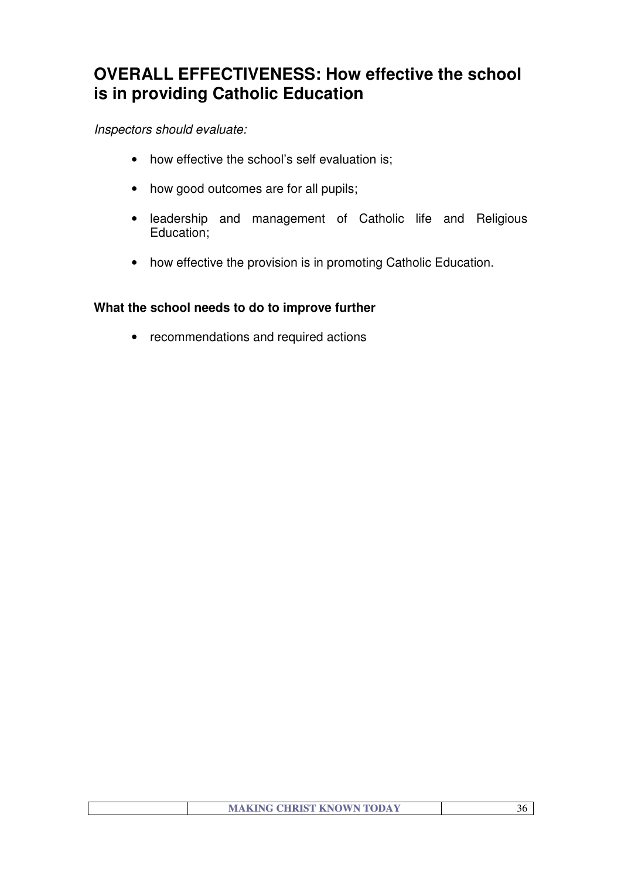## OVERALL EFFECTIVENESS: How effective the school is in providing Catholic Education

*Inspectors should evaluate:*

- how effective the school's self evaluation is;
- how good outcomes are for all pupils;
- leadership and management of Catholic life and Religious Education;
- how effective the provision is in promoting Catholic Education.

**What the school needs to do to improve further**

- recommendations and required actions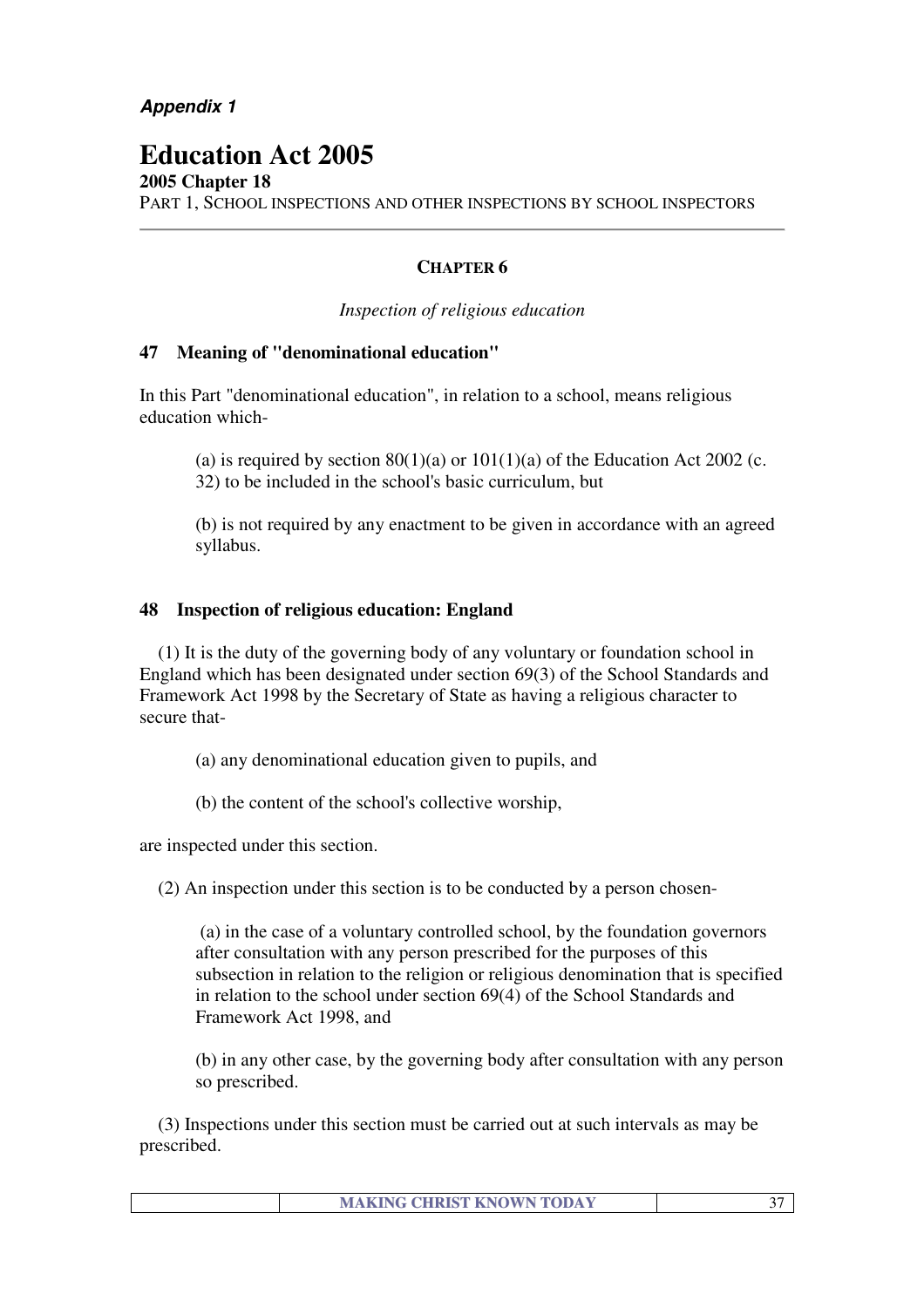***Appendix 1***

# Education Act 2005

**2005 Chapter 18**

PART 1, SCHOOL INSPECTIONS AND OTHER INSPECTIONS BY SCHOOL INSPECTORS

---

## CHAPTER 6

*Inspection of religious education*

### 47 Meaning of "denominational education"

In this Part "denominational education", in relation to a school, means religious education which-

(a) is required by section 80(1)(a) or 101(1)(a) of the Education Act 2002 (c. 32) to be included in the school's basic curriculum, but

(b) is not required by any enactment to be given in accordance with an agreed syllabus.

### 48 Inspection of religious education: England

(1) It is the duty of the governing body of any voluntary or foundation school in England which has been designated under section 69(3) of the School Standards and Framework Act 1998 by the Secretary of State as having a religious character to secure that-

(a) any denominational education given to pupils, and

(b) the content of the school's collective worship,

are inspected under this section.

(2) An inspection under this section is to be conducted by a person chosen-

(a) in the case of a voluntary controlled school, by the foundation governors after consultation with any person prescribed for the purposes of this subsection in relation to the religion or religious denomination that is specified in relation to the school under section 69(4) of the School Standards and Framework Act 1998, and

(b) in any other case, by the governing body after consultation with any person so prescribed.

(3) Inspections under this section must be carried out at such intervals as may be prescribed.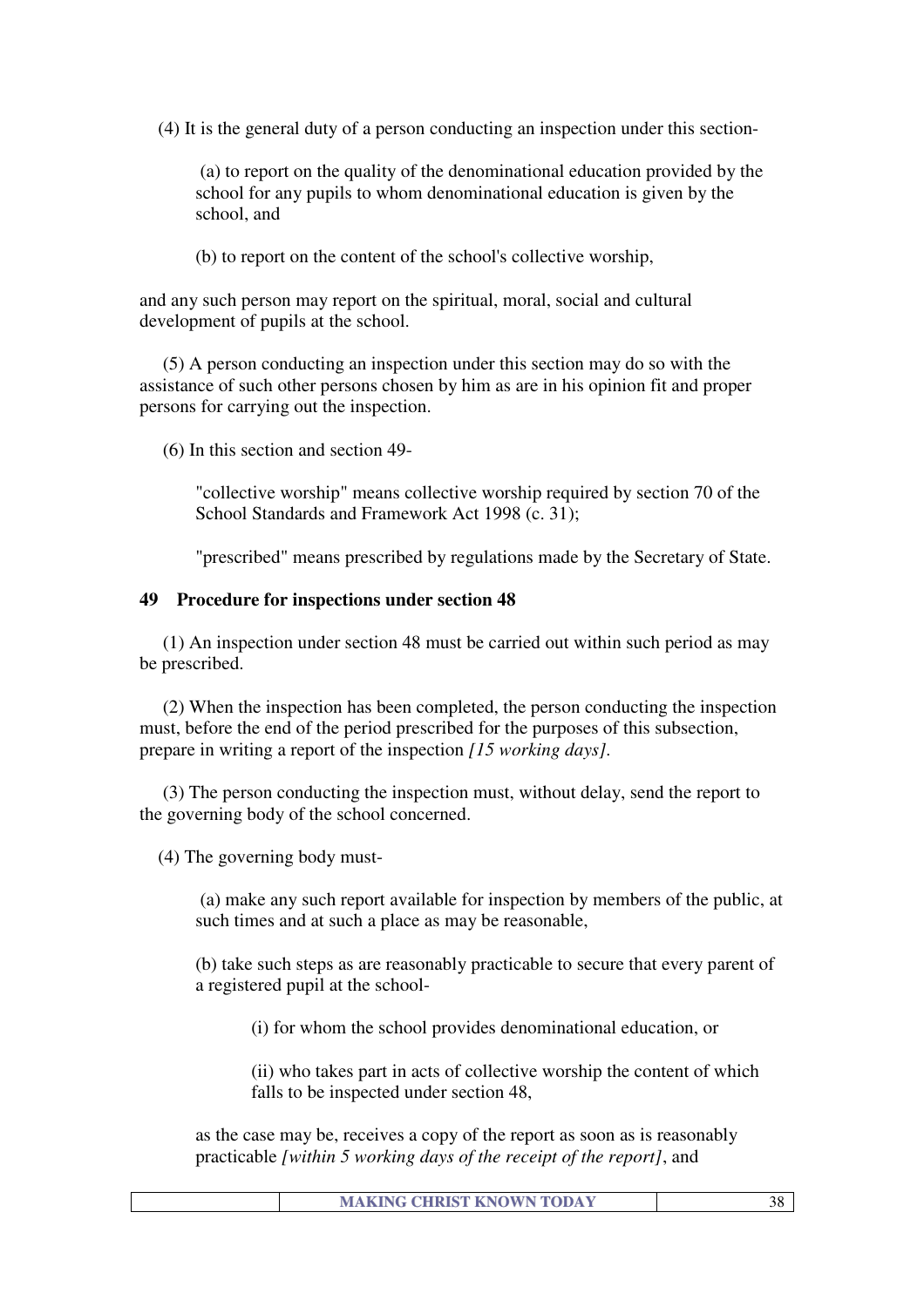(4) It is the general duty of a person conducting an inspection under this section-

(a) to report on the quality of the denominational education provided by the school for any pupils to whom denominational education is given by the school, and

(b) to report on the content of the school's collective worship,

and any such person may report on the spiritual, moral, social and cultural development of pupils at the school.

(5) A person conducting an inspection under this section may do so with the assistance of such other persons chosen by him as are in his opinion fit and proper persons for carrying out the inspection.

(6) In this section and section 49-

"collective worship" means collective worship required by section 70 of the School Standards and Framework Act 1998 (c. 31);

"prescribed" means prescribed by regulations made by the Secretary of State.

**49 Procedure for inspections under section 48**

(1) An inspection under section 48 must be carried out within such period as may be prescribed.

(2) When the inspection has been completed, the person conducting the inspection must, before the end of the period prescribed for the purposes of this subsection, prepare in writing a report of the inspection *[15 working days]*.

(3) The person conducting the inspection must, without delay, send the report to the governing body of the school concerned.

(4) The governing body must-

(a) make any such report available for inspection by members of the public, at such times and at such a place as may be reasonable,

(b) take such steps as are reasonably practicable to secure that every parent of a registered pupil at the school-

(i) for whom the school provides denominational education, or

(ii) who takes part in acts of collective worship the content of which falls to be inspected under section 48,

as the case may be, receives a copy of the report as soon as is reasonably practicable *[within 5 working days of the receipt of the report]*, and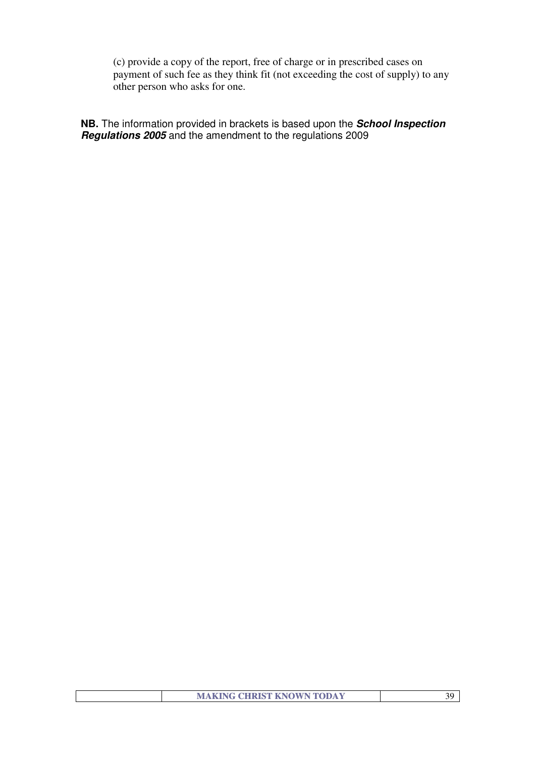(c) provide a copy of the report, free of charge or in prescribed cases on payment of such fee as they think fit (not exceeding the cost of supply) to any other person who asks for one.

**NB.** The information provided in brackets is based upon the ***School Inspection Regulations 2005*** and the amendment to the regulations 2009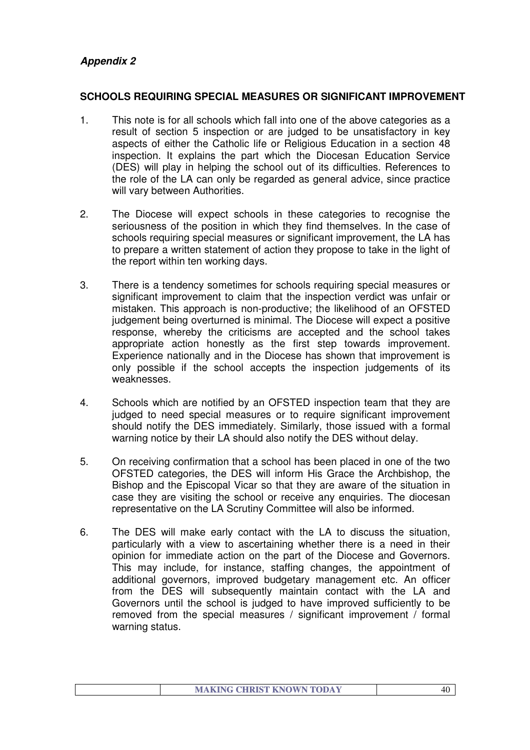***Appendix 2***

**SCHOOLS REQUIRING SPECIAL MEASURES OR SIGNIFICANT IMPROVEMENT**

1. This note is for all schools which fall into one of the above categories as a result of section 5 inspection or are judged to be unsatisfactory in key aspects of either the Catholic life or Religious Education in a section 48 inspection. It explains the part which the Diocesan Education Service (DES) will play in helping the school out of its difficulties. References to the role of the LA can only be regarded as general advice, since practice will vary between Authorities.

2. The Diocese will expect schools in these categories to recognise the seriousness of the position in which they find themselves. In the case of schools requiring special measures or significant improvement, the LA has to prepare a written statement of action they propose to take in the light of the report within ten working days.

3. There is a tendency sometimes for schools requiring special measures or significant improvement to claim that the inspection verdict was unfair or mistaken. This approach is non-productive; the likelihood of an OFSTED judgement being overturned is minimal. The Diocese will expect a positive response, whereby the criticisms are accepted and the school takes appropriate action honestly as the first step towards improvement. Experience nationally and in the Diocese has shown that improvement is only possible if the school accepts the inspection judgements of its weaknesses.

4. Schools which are notified by an OFSTED inspection team that they are judged to need special measures or to require significant improvement should notify the DES immediately. Similarly, those issued with a formal warning notice by their LA should also notify the DES without delay.

5. On receiving confirmation that a school has been placed in one of the two OFSTED categories, the DES will inform His Grace the Archbishop, the Bishop and the Episcopal Vicar so that they are aware of the situation in case they are visiting the school or receive any enquiries. The diocesan representative on the LA Scrutiny Committee will also be informed.

6. The DES will make early contact with the LA to discuss the situation, particularly with a view to ascertaining whether there is a need in their opinion for immediate action on the part of the Diocese and Governors. This may include, for instance, staffing changes, the appointment of additional governors, improved budgetary management etc. An officer from the DES will subsequently maintain contact with the LA and Governors until the school is judged to have improved sufficiently to be removed from the special measures / significant improvement / formal warning status.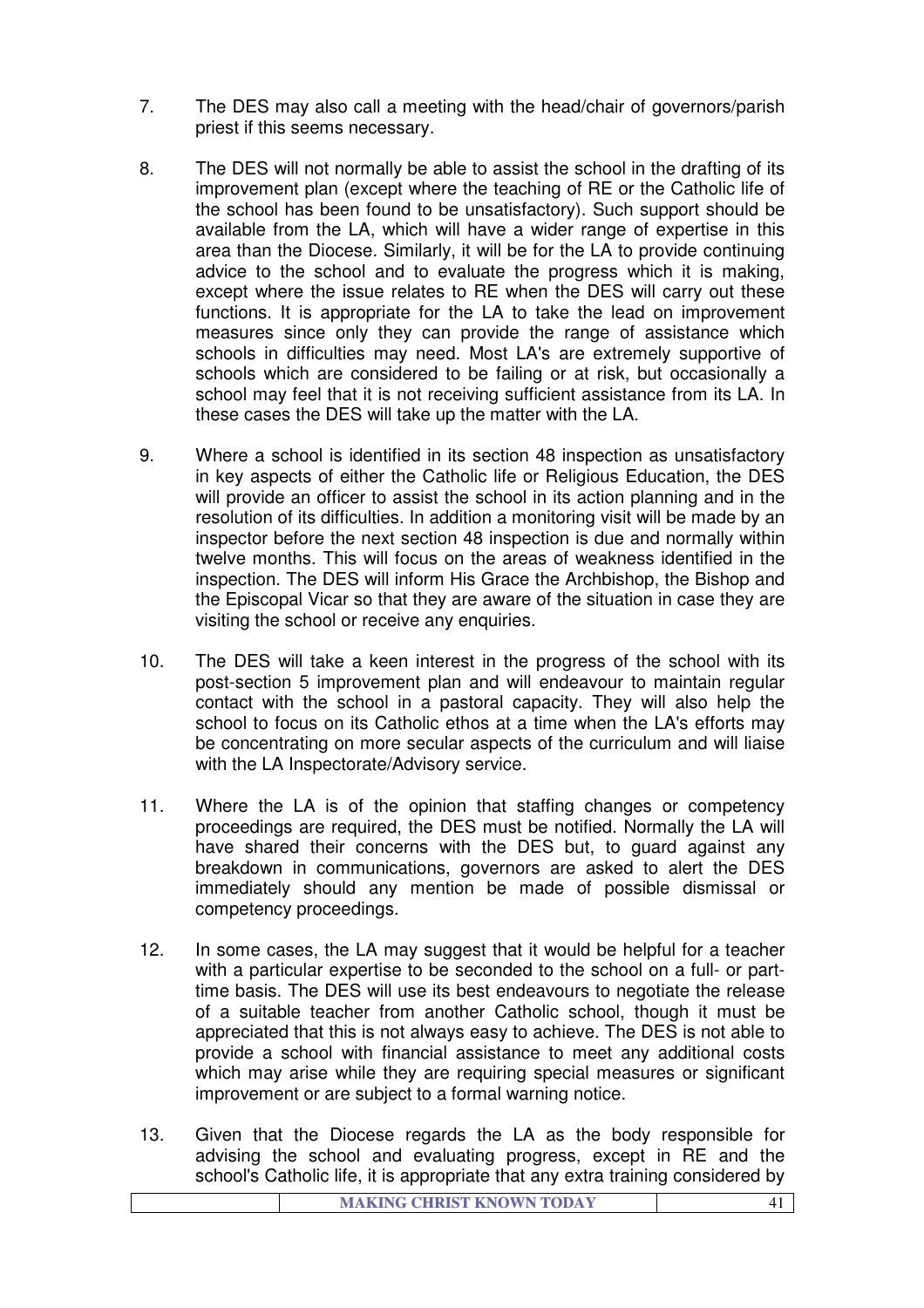7. The DES may also call a meeting with the head/chair of governors/parish priest if this seems necessary.

8. The DES will not normally be able to assist the school in the drafting of its improvement plan (except where the teaching of RE or the Catholic life of the school has been found to be unsatisfactory). Such support should be available from the LA, which will have a wider range of expertise in this area than the Diocese. Similarly, it will be for the LA to provide continuing advice to the school and to evaluate the progress which it is making, except where the issue relates to RE when the DES will carry out these functions. It is appropriate for the LA to take the lead on improvement measures since only they can provide the range of assistance which schools in difficulties may need. Most LA's are extremely supportive of schools which are considered to be failing or at risk, but occasionally a school may feel that it is not receiving sufficient assistance from its LA. In these cases the DES will take up the matter with the LA.

9. Where a school is identified in its section 48 inspection as unsatisfactory in key aspects of either the Catholic life or Religious Education, the DES will provide an officer to assist the school in its action planning and in the resolution of its difficulties. In addition a monitoring visit will be made by an inspector before the next section 48 inspection is due and normally within twelve months. This will focus on the areas of weakness identified in the inspection. The DES will inform His Grace the Archbishop, the Bishop and the Episcopal Vicar so that they are aware of the situation in case they are visiting the school or receive any enquiries.

10. The DES will take a keen interest in the progress of the school with its post-section 5 improvement plan and will endeavour to maintain regular contact with the school in a pastoral capacity. They will also help the school to focus on its Catholic ethos at a time when the LA's efforts may be concentrating on more secular aspects of the curriculum and will liaise with the LA Inspectorate/Advisory service.

11. Where the LA is of the opinion that staffing changes or competency proceedings are required, the DES must be notified. Normally the LA will have shared their concerns with the DES but, to guard against any breakdown in communications, governors are asked to alert the DES immediately should any mention be made of possible dismissal or competency proceedings.

12. In some cases, the LA may suggest that it would be helpful for a teacher with a particular expertise to be seconded to the school on a full- or part-time basis. The DES will use its best endeavours to negotiate the release of a suitable teacher from another Catholic school, though it must be appreciated that this is not always easy to achieve. The DES is not able to provide a school with financial assistance to meet any additional costs which may arise while they are requiring special measures or significant improvement or are subject to a formal warning notice.

13. Given that the Diocese regards the LA as the body responsible for advising the school and evaluating progress, except in RE and the school's Catholic life, it is appropriate that any extra training considered by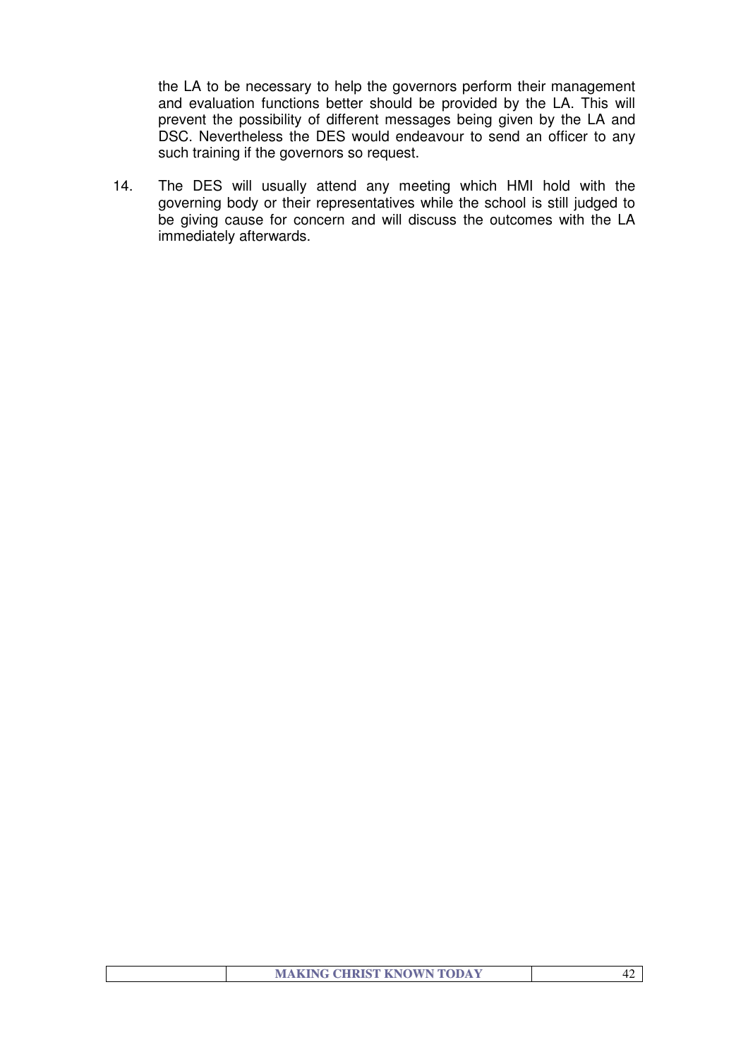the LA to be necessary to help the governors perform their management and evaluation functions better should be provided by the LA. This will prevent the possibility of different messages being given by the LA and DSC. Nevertheless the DES would endeavour to send an officer to any such training if the governors so request.

14. The DES will usually attend any meeting which HMI hold with the governing body or their representatives while the school is still judged to be giving cause for concern and will discuss the outcomes with the LA immediately afterwards.